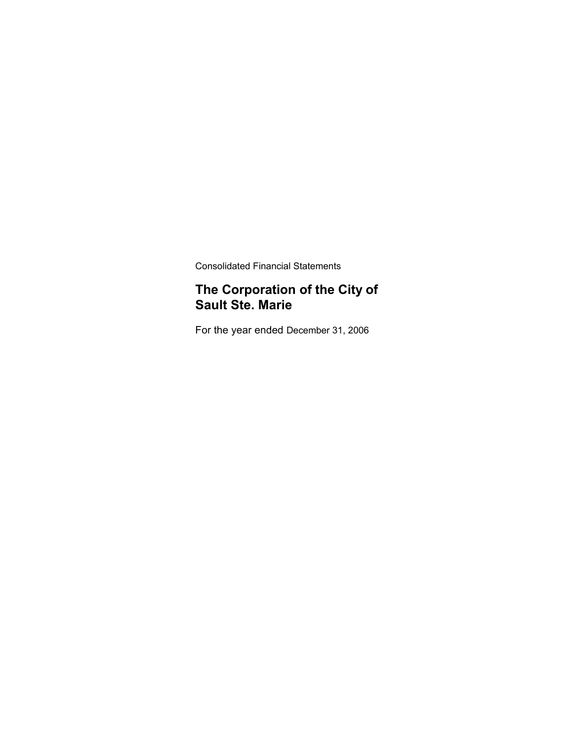Consolidated Financial Statements

# The Corporation of the City of Sault Ste. Marie

For the year ended December 31, 2006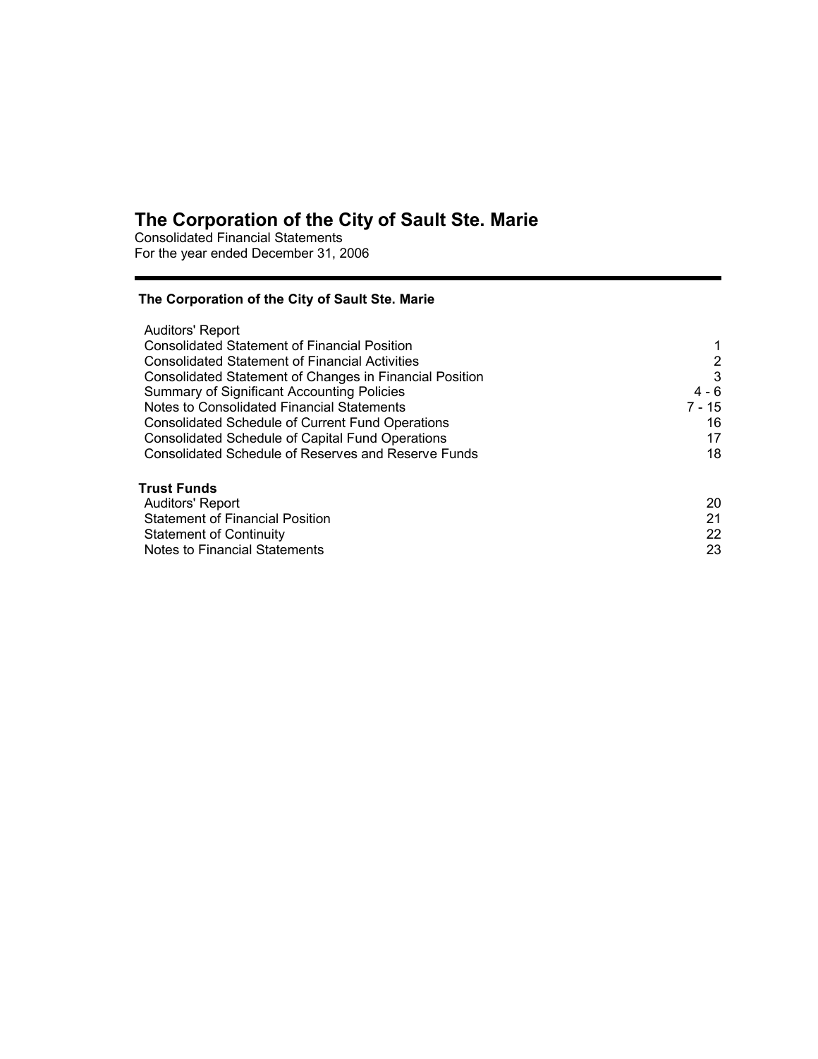# The Corporation of the City of Sault Ste. Marie

Consolidated Financial Statements
For the year ended December 31, 2006

---

**The Corporation of the City of Sault Ste. Marie**

| | |
|---|---|
| Auditors' Report | |
| Consolidated Statement of Financial Position | 1 |
| Consolidated Statement of Financial Activities | 2 |
| Consolidated Statement of Changes in Financial Position | 3 |
| Summary of Significant Accounting Policies | 4 - 6 |
| Notes to Consolidated Financial Statements | 7 - 15 |
| Consolidated Schedule of Current Fund Operations | 16 |
| Consolidated Schedule of Capital Fund Operations | 17 |
| Consolidated Schedule of Reserves and Reserve Funds | 18 |

**Trust Funds**

| | |
|---|---|
| Auditors' Report | 20 |
| Statement of Financial Position | 21 |
| Statement of Continuity | 22 |
| Notes to Financial Statements | 23 |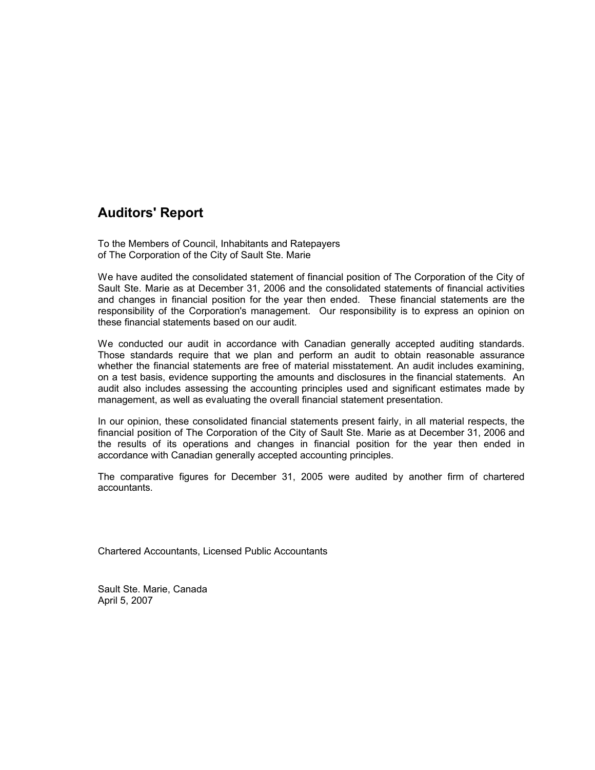## Auditors' Report

To the Members of Council, Inhabitants and Ratepayers
of The Corporation of the City of Sault Ste. Marie

We have audited the consolidated statement of financial position of The Corporation of the City of Sault Ste. Marie as at December 31, 2006 and the consolidated statements of financial activities and changes in financial position for the year then ended. These financial statements are the responsibility of the Corporation's management. Our responsibility is to express an opinion on these financial statements based on our audit.

We conducted our audit in accordance with Canadian generally accepted auditing standards. Those standards require that we plan and perform an audit to obtain reasonable assurance whether the financial statements are free of material misstatement. An audit includes examining, on a test basis, evidence supporting the amounts and disclosures in the financial statements. An audit also includes assessing the accounting principles used and significant estimates made by management, as well as evaluating the overall financial statement presentation.

In our opinion, these consolidated financial statements present fairly, in all material respects, the financial position of The Corporation of the City of Sault Ste. Marie as at December 31, 2006 and the results of its operations and changes in financial position for the year then ended in accordance with Canadian generally accepted accounting principles.

The comparative figures for December 31, 2005 were audited by another firm of chartered accountants.

Chartered Accountants, Licensed Public Accountants

Sault Ste. Marie, Canada
April 5, 2007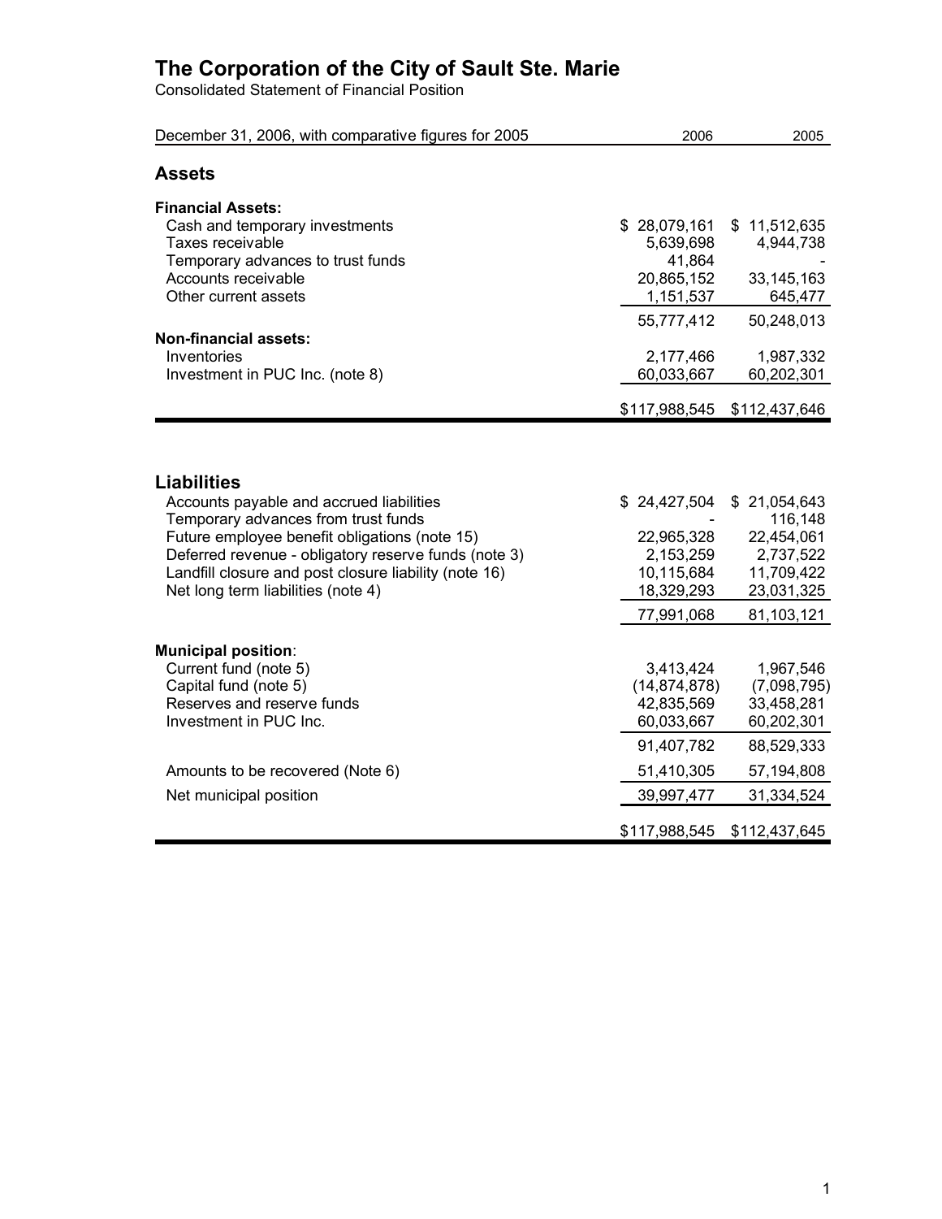# The Corporation of the City of Sault Ste. Marie

Consolidated Statement of Financial Position

| December 31, 2006, with comparative figures for 2005 | 2006 | 2005 |
|---|---|---|
| **Assets** | | |
| **Financial Assets:** | | |
| Cash and temporary investments | $ 28,079,161 | $ 11,512,635 |
| Taxes receivable | 5,639,698 | 4,944,738 |
| Temporary advances to trust funds | 41,864 | - |
| Accounts receivable | 20,865,152 | 33,145,163 |
| Other current assets | 1,151,537 | 645,477 |
| | 55,777,412 | 50,248,013 |
| **Non-financial assets:** | | |
| Inventories | 2,177,466 | 1,987,332 |
| Investment in PUC Inc. (note 8) | 60,033,667 | 60,202,301 |
| | $117,988,545 | $112,437,646 |

| | 2006 | 2005 |
|---|---|---|
| **Liabilities** | | |
| Accounts payable and accrued liabilities | $ 24,427,504 | $ 21,054,643 |
| Temporary advances from trust funds | - | 116,148 |
| Future employee benefit obligations (note 15) | 22,965,328 | 22,454,061 |
| Deferred revenue - obligatory reserve funds (note 3) | 2,153,259 | 2,737,522 |
| Landfill closure and post closure liability (note 16) | 10,115,684 | 11,709,422 |
| Net long term liabilities (note 4) | 18,329,293 | 23,031,325 |
| | 77,991,068 | 81,103,121 |
| **Municipal position**: | | |
| Current fund (note 5) | 3,413,424 | 1,967,546 |
| Capital fund (note 5) | (14,874,878) | (7,098,795) |
| Reserves and reserve funds | 42,835,569 | 33,458,281 |
| Investment in PUC Inc. | 60,033,667 | 60,202,301 |
| | 91,407,782 | 88,529,333 |
| Amounts to be recovered (Note 6) | 51,410,305 | 57,194,808 |
| Net municipal position | 39,997,477 | 31,334,524 |
| | $117,988,545 | $112,437,645 |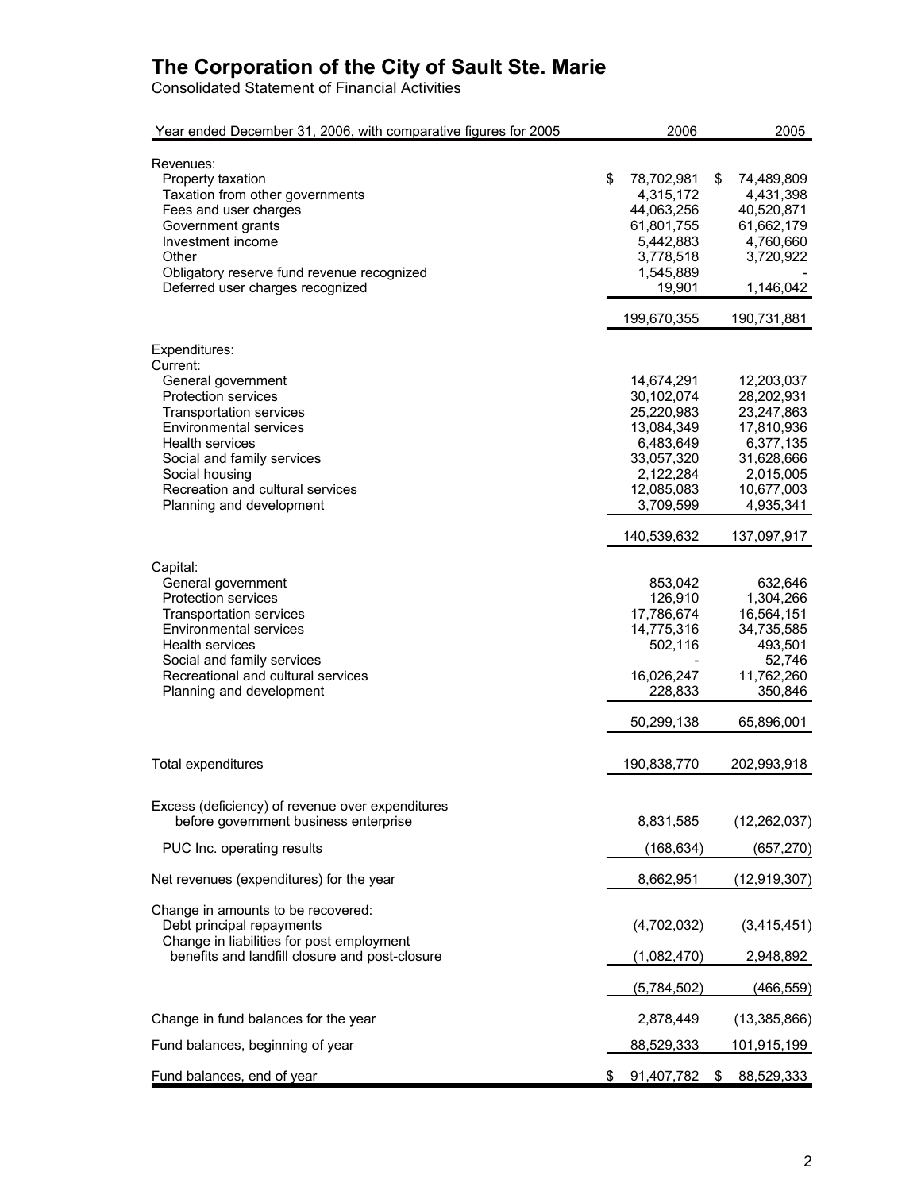# The Corporation of the City of Sault Ste. Marie

Consolidated Statement of Financial Activities

| Year ended December 31, 2006, with comparative figures for 2005 | 2006 | 2005 |
|---|---|---|
| Revenues: | | |
| Property taxation | $ 78,702,981 | $ 74,489,809 |
| Taxation from other governments | 4,315,172 | 4,431,398 |
| Fees and user charges | 44,063,256 | 40,520,871 |
| Government grants | 61,801,755 | 61,662,179 |
| Investment income | 5,442,883 | 4,760,660 |
| Other | 3,778,518 | 3,720,922 |
| Obligatory reserve fund revenue recognized | 1,545,889 | - |
| Deferred user charges recognized | 19,901 | 1,146,042 |
| | 199,670,355 | 190,731,881 |
| Expenditures: | | |
| Current: | | |
| General government | 14,674,291 | 12,203,037 |
| Protection services | 30,102,074 | 28,202,931 |
| Transportation services | 25,220,983 | 23,247,863 |
| Environmental services | 13,084,349 | 17,810,936 |
| Health services | 6,483,649 | 6,377,135 |
| Social and family services | 33,057,320 | 31,628,666 |
| Social housing | 2,122,284 | 2,015,005 |
| Recreation and cultural services | 12,085,083 | 10,677,003 |
| Planning and development | 3,709,599 | 4,935,341 |
| | 140,539,632 | 137,097,917 |
| Capital: | | |
| General government | 853,042 | 632,646 |
| Protection services | 126,910 | 1,304,266 |
| Transportation services | 17,786,674 | 16,564,151 |
| Environmental services | 14,775,316 | 34,735,585 |
| Health services | 502,116 | 493,501 |
| Social and family services | - | 52,746 |
| Recreational and cultural services | 16,026,247 | 11,762,260 |
| Planning and development | 228,833 | 350,846 |
| | 50,299,138 | 65,896,001 |
| Total expenditures | 190,838,770 | 202,993,918 |
| Excess (deficiency) of revenue over expenditures before government business enterprise | 8,831,585 | (12,262,037) |
| PUC Inc. operating results | (168,634) | (657,270) |
| Net revenues (expenditures) for the year | 8,662,951 | (12,919,307) |
| Change in amounts to be recovered: | | |
| Debt principal repayments | (4,702,032) | (3,415,451) |
| Change in liabilities for post employment benefits and landfill closure and post-closure | (1,082,470) | 2,948,892 |
| | (5,784,502) | (466,559) |
| Change in fund balances for the year | 2,878,449 | (13,385,866) |
| Fund balances, beginning of year | 88,529,333 | 101,915,199 |
| Fund balances, end of year | $ 91,407,782 | $ 88,529,333 |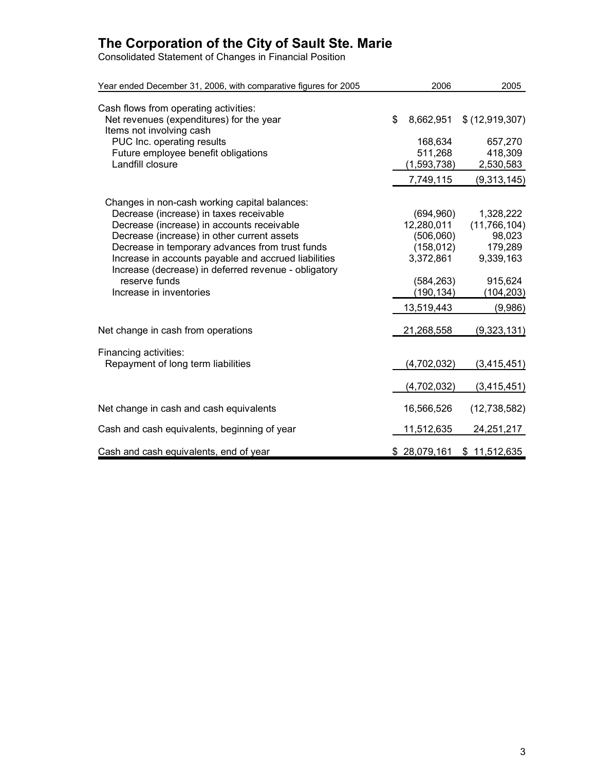# The Corporation of the City of Sault Ste. Marie

Consolidated Statement of Changes in Financial Position

| Year ended December 31, 2006, with comparative figures for 2005 | 2006 | 2005 |
|---|---|---|
| Cash flows from operating activities: | | |
| Net revenues (expenditures) for the year | $ 8,662,951 | $ (12,919,307) |
| Items not involving cash | | |
| PUC Inc. operating results | 168,634 | 657,270 |
| Future employee benefit obligations | 511,268 | 418,309 |
| Landfill closure | (1,593,738) | 2,530,583 |
| | 7,749,115 | (9,313,145) |
| Changes in non-cash working capital balances: | | |
| Decrease (increase) in taxes receivable | (694,960) | 1,328,222 |
| Decrease (increase) in accounts receivable | 12,280,011 | (11,766,104) |
| Decrease (increase) in other current assets | (506,060) | 98,023 |
| Decrease in temporary advances from trust funds | (158,012) | 179,289 |
| Increase in accounts payable and accrued liabilities | 3,372,861 | 9,339,163 |
| Increase (decrease) in deferred revenue - obligatory reserve funds | (584,263) | 915,624 |
| Increase in inventories | (190,134) | (104,203) |
| | 13,519,443 | (9,986) |
| Net change in cash from operations | 21,268,558 | (9,323,131) |
| Financing activities: | | |
| Repayment of long term liabilities | (4,702,032) | (3,415,451) |
| | (4,702,032) | (3,415,451) |
| Net change in cash and cash equivalents | 16,566,526 | (12,738,582) |
| Cash and cash equivalents, beginning of year | 11,512,635 | 24,251,217 |
| Cash and cash equivalents, end of year | $ 28,079,161 | $ 11,512,635 |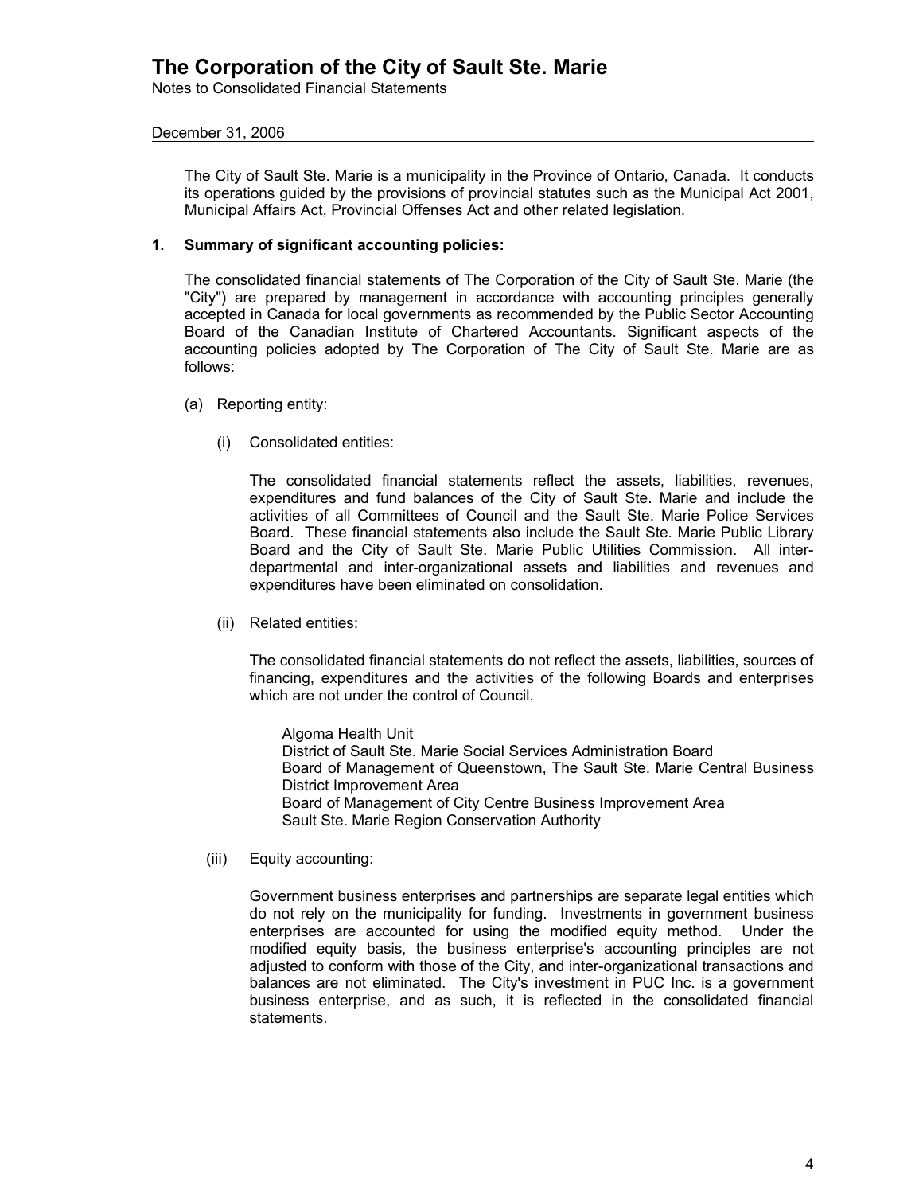# The Corporation of the City of Sault Ste. Marie

Notes to Consolidated Financial Statements

December 31, 2006

The City of Sault Ste. Marie is a municipality in the Province of Ontario, Canada. It conducts its operations guided by the provisions of provincial statutes such as the Municipal Act 2001, Municipal Affairs Act, Provincial Offenses Act and other related legislation.

## 1. Summary of significant accounting policies:

The consolidated financial statements of The Corporation of the City of Sault Ste. Marie (the "City") are prepared by management in accordance with accounting principles generally accepted in Canada for local governments as recommended by the Public Sector Accounting Board of the Canadian Institute of Chartered Accountants. Significant aspects of the accounting policies adopted by The Corporation of The City of Sault Ste. Marie are as follows:

(a) Reporting entity:

(i) Consolidated entities:

The consolidated financial statements reflect the assets, liabilities, revenues, expenditures and fund balances of the City of Sault Ste. Marie and include the activities of all Committees of Council and the Sault Ste. Marie Police Services Board. These financial statements also include the Sault Ste. Marie Public Library Board and the City of Sault Ste. Marie Public Utilities Commission. All inter-departmental and inter-organizational assets and liabilities and revenues and expenditures have been eliminated on consolidation.

(ii) Related entities:

The consolidated financial statements do not reflect the assets, liabilities, sources of financing, expenditures and the activities of the following Boards and enterprises which are not under the control of Council.

Algoma Health Unit
District of Sault Ste. Marie Social Services Administration Board
Board of Management of Queenstown, The Sault Ste. Marie Central Business District Improvement Area
Board of Management of City Centre Business Improvement Area
Sault Ste. Marie Region Conservation Authority

(iii) Equity accounting:

Government business enterprises and partnerships are separate legal entities which do not rely on the municipality for funding. Investments in government business enterprises are accounted for using the modified equity method. Under the modified equity basis, the business enterprise's accounting principles are not adjusted to conform with those of the City, and inter-organizational transactions and balances are not eliminated. The City's investment in PUC Inc. is a government business enterprise, and as such, it is reflected in the consolidated financial statements.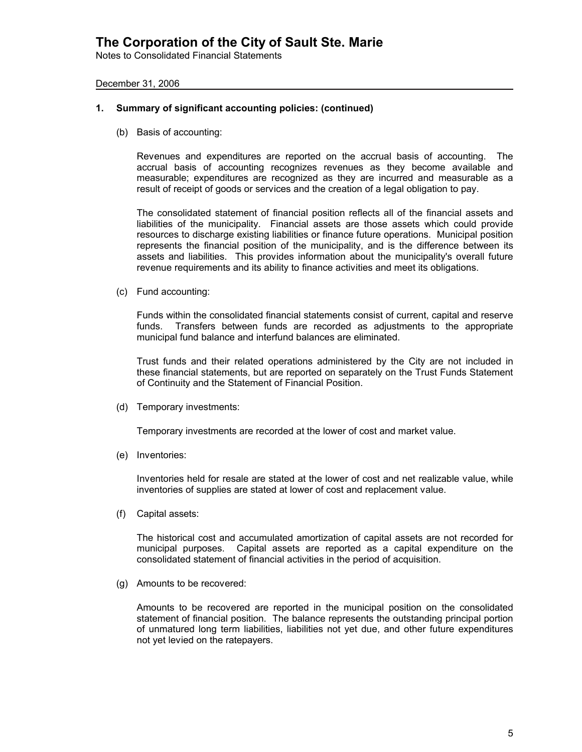# The Corporation of the City of Sault Ste. Marie

Notes to Consolidated Financial Statements

December 31, 2006

## 1. Summary of significant accounting policies: (continued)

(b) Basis of accounting:

Revenues and expenditures are reported on the accrual basis of accounting. The accrual basis of accounting recognizes revenues as they become available and measurable; expenditures are recognized as they are incurred and measurable as a result of receipt of goods or services and the creation of a legal obligation to pay.

The consolidated statement of financial position reflects all of the financial assets and liabilities of the municipality. Financial assets are those assets which could provide resources to discharge existing liabilities or finance future operations. Municipal position represents the financial position of the municipality, and is the difference between its assets and liabilities. This provides information about the municipality's overall future revenue requirements and its ability to finance activities and meet its obligations.

(c) Fund accounting:

Funds within the consolidated financial statements consist of current, capital and reserve funds. Transfers between funds are recorded as adjustments to the appropriate municipal fund balance and interfund balances are eliminated.

Trust funds and their related operations administered by the City are not included in these financial statements, but are reported on separately on the Trust Funds Statement of Continuity and the Statement of Financial Position.

(d) Temporary investments:

Temporary investments are recorded at the lower of cost and market value.

(e) Inventories:

Inventories held for resale are stated at the lower of cost and net realizable value, while inventories of supplies are stated at lower of cost and replacement value.

(f) Capital assets:

The historical cost and accumulated amortization of capital assets are not recorded for municipal purposes. Capital assets are reported as a capital expenditure on the consolidated statement of financial activities in the period of acquisition.

(g) Amounts to be recovered:

Amounts to be recovered are reported in the municipal position on the consolidated statement of financial position. The balance represents the outstanding principal portion of unmatured long term liabilities, liabilities not yet due, and other future expenditures not yet levied on the ratepayers.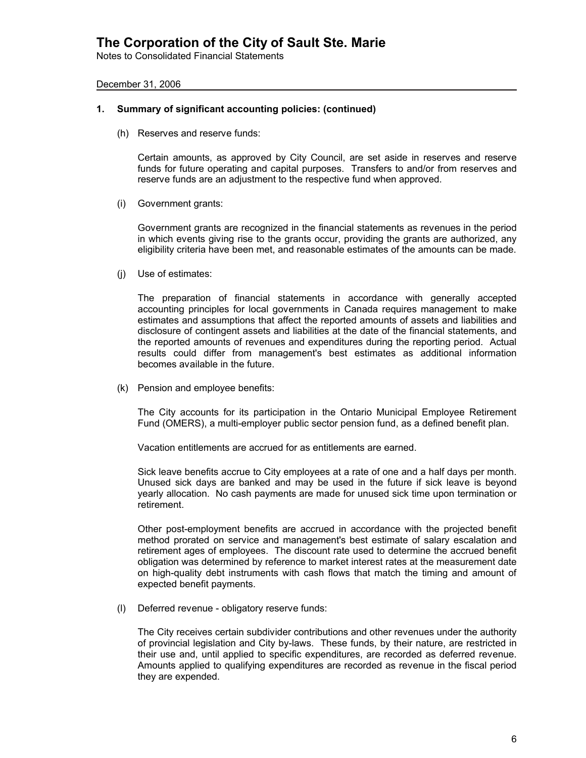# The Corporation of the City of Sault Ste. Marie

Notes to Consolidated Financial Statements

December 31, 2006

## 1. Summary of significant accounting policies: (continued)

(h) Reserves and reserve funds:

Certain amounts, as approved by City Council, are set aside in reserves and reserve funds for future operating and capital purposes. Transfers to and/or from reserves and reserve funds are an adjustment to the respective fund when approved.

(i) Government grants:

Government grants are recognized in the financial statements as revenues in the period in which events giving rise to the grants occur, providing the grants are authorized, any eligibility criteria have been met, and reasonable estimates of the amounts can be made.

(j) Use of estimates:

The preparation of financial statements in accordance with generally accepted accounting principles for local governments in Canada requires management to make estimates and assumptions that affect the reported amounts of assets and liabilities and disclosure of contingent assets and liabilities at the date of the financial statements, and the reported amounts of revenues and expenditures during the reporting period. Actual results could differ from management's best estimates as additional information becomes available in the future.

(k) Pension and employee benefits:

The City accounts for its participation in the Ontario Municipal Employee Retirement Fund (OMERS), a multi-employer public sector pension fund, as a defined benefit plan.

Vacation entitlements are accrued for as entitlements are earned.

Sick leave benefits accrue to City employees at a rate of one and a half days per month. Unused sick days are banked and may be used in the future if sick leave is beyond yearly allocation. No cash payments are made for unused sick time upon termination or retirement.

Other post-employment benefits are accrued in accordance with the projected benefit method prorated on service and management's best estimate of salary escalation and retirement ages of employees. The discount rate used to determine the accrued benefit obligation was determined by reference to market interest rates at the measurement date on high-quality debt instruments with cash flows that match the timing and amount of expected benefit payments.

(l) Deferred revenue - obligatory reserve funds:

The City receives certain subdivider contributions and other revenues under the authority of provincial legislation and City by-laws. These funds, by their nature, are restricted in their use and, until applied to specific expenditures, are recorded as deferred revenue. Amounts applied to qualifying expenditures are recorded as revenue in the fiscal period they are expended.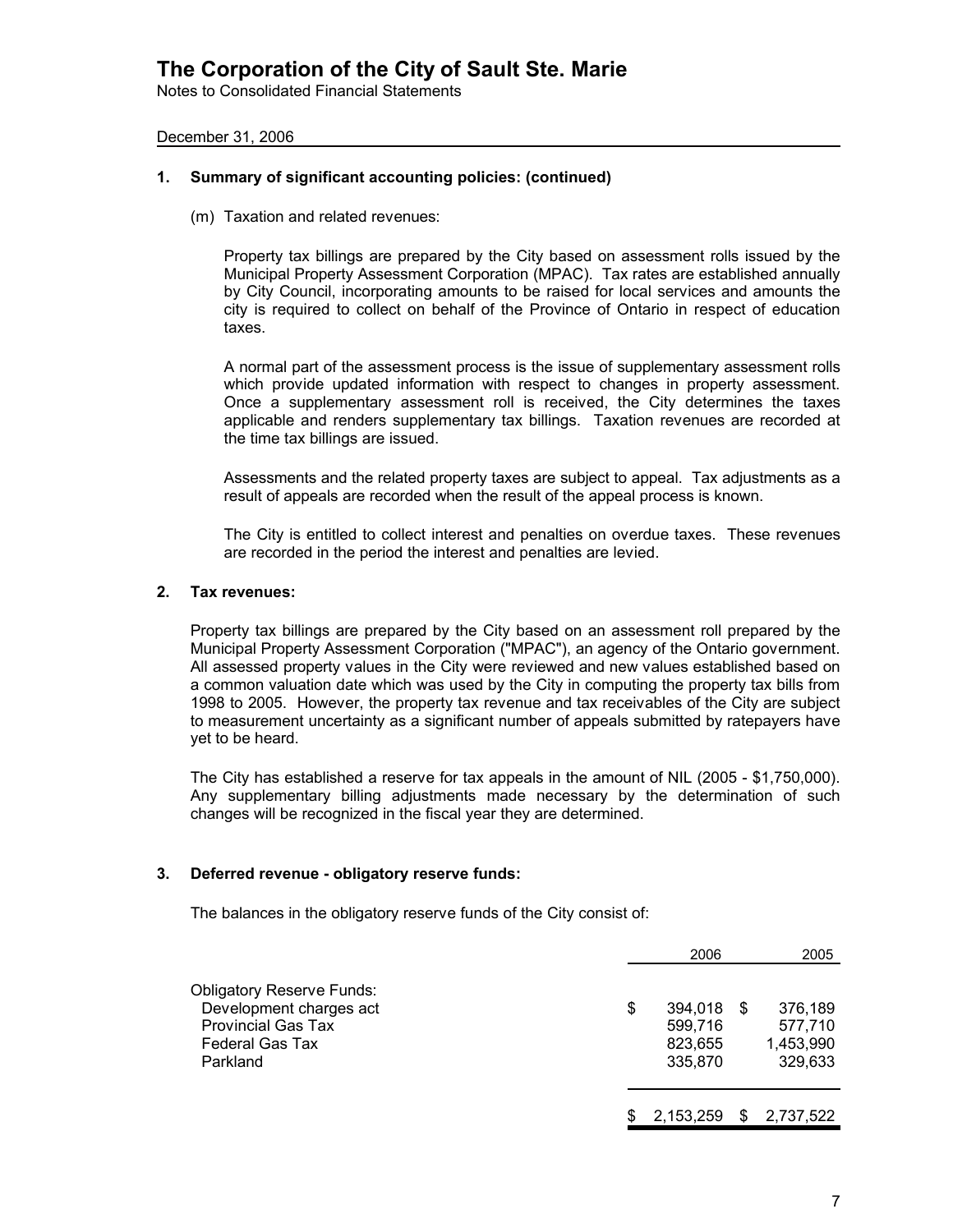# The Corporation of the City of Sault Ste. Marie

Notes to Consolidated Financial Statements

December 31, 2006

## 1. Summary of significant accounting policies: (continued)

(m) Taxation and related revenues:

Property tax billings are prepared by the City based on assessment rolls issued by the Municipal Property Assessment Corporation (MPAC). Tax rates are established annually by City Council, incorporating amounts to be raised for local services and amounts the city is required to collect on behalf of the Province of Ontario in respect of education taxes.

A normal part of the assessment process is the issue of supplementary assessment rolls which provide updated information with respect to changes in property assessment. Once a supplementary assessment roll is received, the City determines the taxes applicable and renders supplementary tax billings. Taxation revenues are recorded at the time tax billings are issued.

Assessments and the related property taxes are subject to appeal. Tax adjustments as a result of appeals are recorded when the result of the appeal process is known.

The City is entitled to collect interest and penalties on overdue taxes. These revenues are recorded in the period the interest and penalties are levied.

## 2. Tax revenues:

Property tax billings are prepared by the City based on an assessment roll prepared by the Municipal Property Assessment Corporation ("MPAC"), an agency of the Ontario government. All assessed property values in the City were reviewed and new values established based on a common valuation date which was used by the City in computing the property tax bills from 1998 to 2005. However, the property tax revenue and tax receivables of the City are subject to measurement uncertainty as a significant number of appeals submitted by ratepayers have yet to be heard.

The City has established a reserve for tax appeals in the amount of NIL (2005 - $1,750,000). Any supplementary billing adjustments made necessary by the determination of such changes will be recognized in the fiscal year they are determined.

## 3. Deferred revenue - obligatory reserve funds:

The balances in the obligatory reserve funds of the City consist of:

| | 2006 | 2005 |
|---|---|---|
| Obligatory Reserve Funds: | | |
| Development charges act | $ 394,018 | $ 376,189 |
| Provincial Gas Tax | 599,716 | 577,710 |
| Federal Gas Tax | 823,655 | 1,453,990 |
| Parkland | 335,870 | 329,633 |
| | $ 2,153,259 | $ 2,737,522 |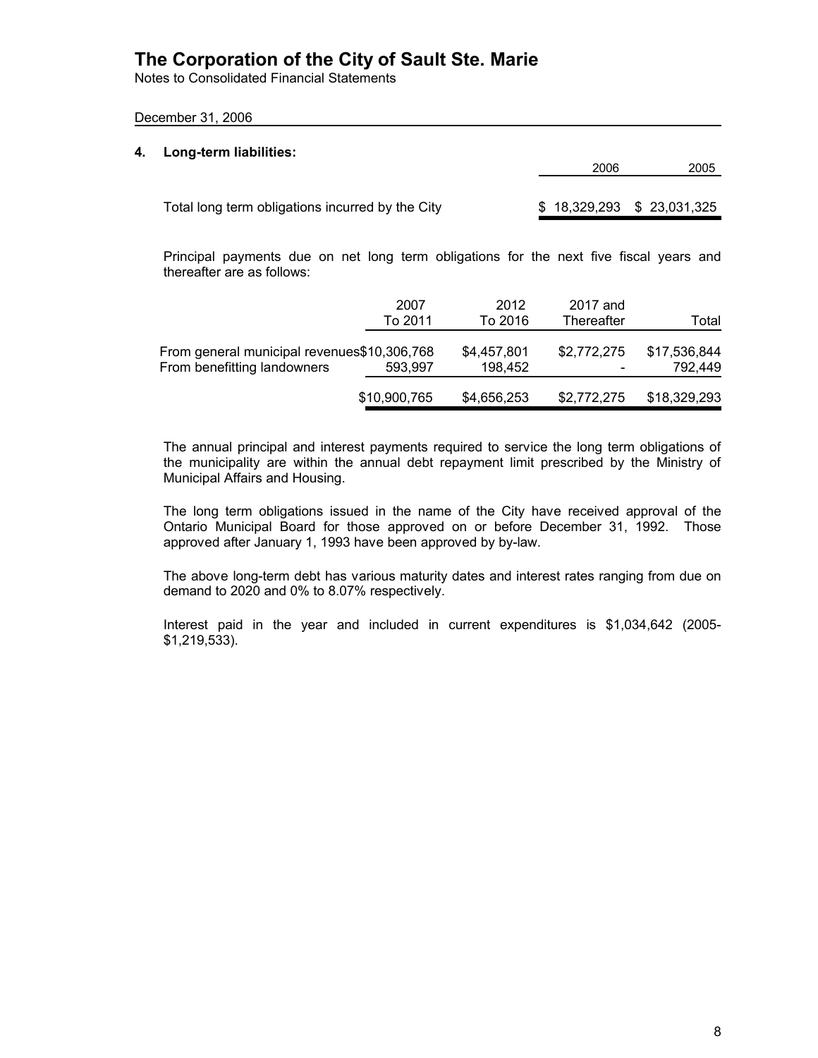# The Corporation of the City of Sault Ste. Marie

Notes to Consolidated Financial Statements

December 31, 2006

## 4. Long-term liabilities:

| | 2006 | 2005 |
|---|---|---|
| Total long term obligations incurred by the City | $ 18,329,293 | $ 23,031,325 |

Principal payments due on net long term obligations for the next five fiscal years and thereafter are as follows:

| | 2007 To 2011 | 2012 To 2016 | 2017 and Thereafter | Total |
|---|---|---|---|---|
| From general municipal revenues | $10,306,768 | $4,457,801 | $2,772,275 | $17,536,844 |
| From benefitting landowners | 593,997 | 198,452 | - | 792,449 |
| | $10,900,765 | $4,656,253 | $2,772,275 | $18,329,293 |

The annual principal and interest payments required to service the long term obligations of the municipality are within the annual debt repayment limit prescribed by the Ministry of Municipal Affairs and Housing.

The long term obligations issued in the name of the City have received approval of the Ontario Municipal Board for those approved on or before December 31, 1992. Those approved after January 1, 1993 have been approved by by-law.

The above long-term debt has various maturity dates and interest rates ranging from due on demand to 2020 and 0% to 8.07% respectively.

Interest paid in the year and included in current expenditures is $1,034,642 (2005- $1,219,533).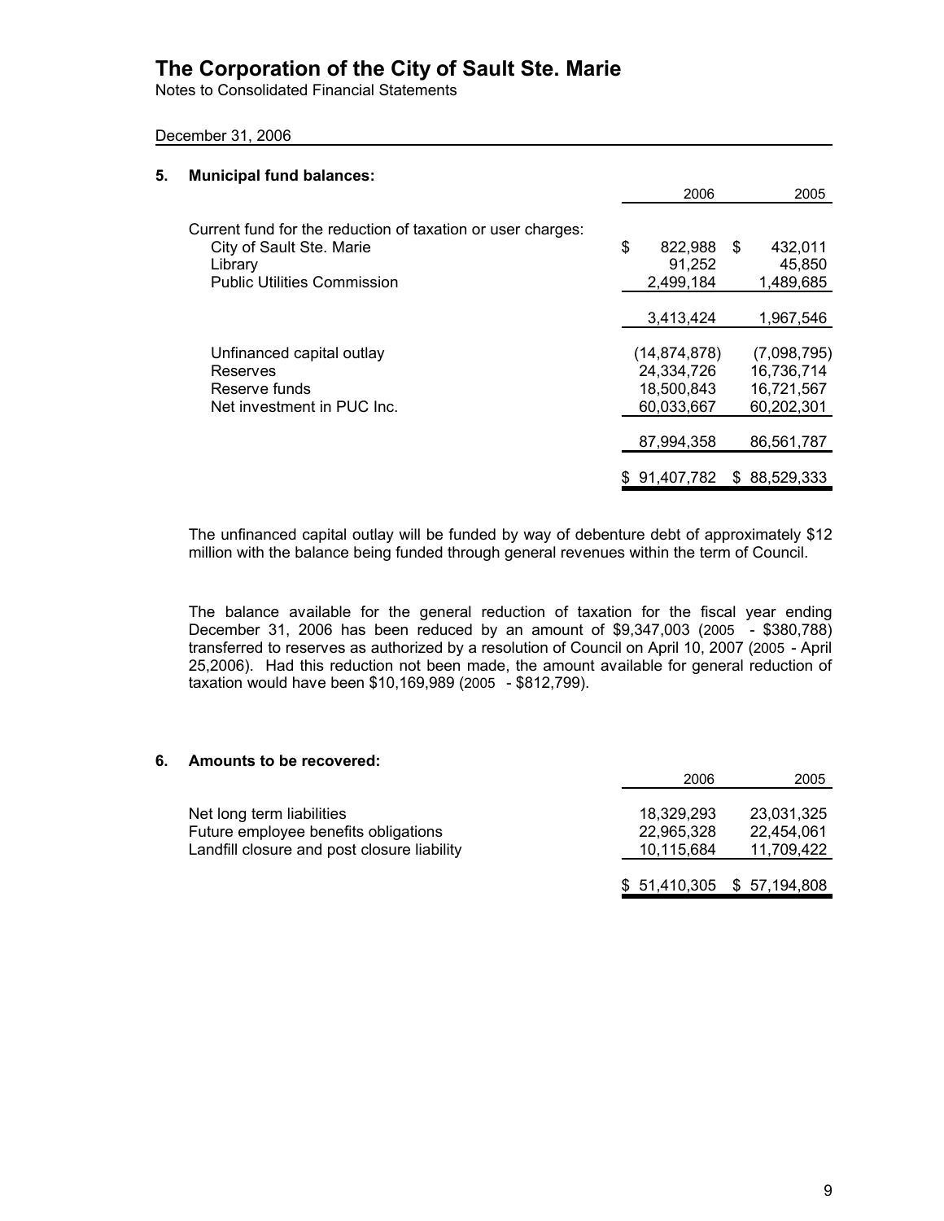# The Corporation of the City of Sault Ste. Marie

Notes to Consolidated Financial Statements

December 31, 2006

## 5. Municipal fund balances:

| | 2006 | 2005 |
|---|---|---|
| Current fund for the reduction of taxation or user charges: | | |
| City of Sault Ste. Marie | $ 822,988 | $ 432,011 |
| Library | 91,252 | 45,850 |
| Public Utilities Commission | 2,499,184 | 1,489,685 |
| | 3,413,424 | 1,967,546 |
| Unfinanced capital outlay | (14,874,878) | (7,098,795) |
| Reserves | 24,334,726 | 16,736,714 |
| Reserve funds | 18,500,843 | 16,721,567 |
| Net investment in PUC Inc. | 60,033,667 | 60,202,301 |
| | 87,994,358 | 86,561,787 |
| | $ 91,407,782 | $ 88,529,333 |

The unfinanced capital outlay will be funded by way of debenture debt of approximately $12 million with the balance being funded through general revenues within the term of Council.

The balance available for the general reduction of taxation for the fiscal year ending December 31, 2006 has been reduced by an amount of $9,347,003 (2005 - $380,788) transferred to reserves as authorized by a resolution of Council on April 10, 2007 (2005 - April 25,2006). Had this reduction not been made, the amount available for general reduction of taxation would have been $10,169,989 (2005 - $812,799).

## 6. Amounts to be recovered:

| | 2006 | 2005 |
|---|---|---|
| Net long term liabilities | 18,329,293 | 23,031,325 |
| Future employee benefits obligations | 22,965,328 | 22,454,061 |
| Landfill closure and post closure liability | 10,115,684 | 11,709,422 |
| | $ 51,410,305 | $ 57,194,808 |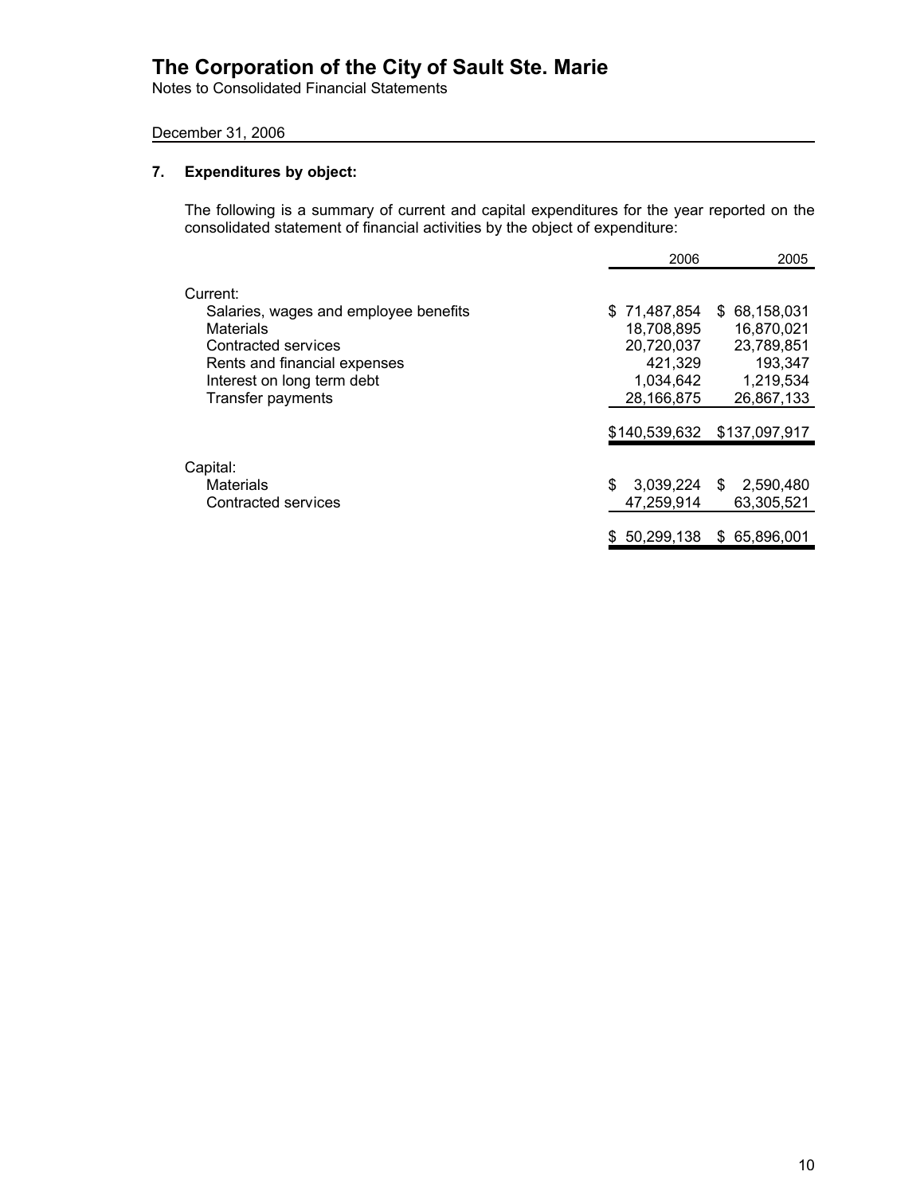# The Corporation of the City of Sault Ste. Marie

Notes to Consolidated Financial Statements

December 31, 2006

## 7. Expenditures by object:

The following is a summary of current and capital expenditures for the year reported on the consolidated statement of financial activities by the object of expenditure:

| | 2006 | 2005 |
|---|---|---|
| Current: | | |
| Salaries, wages and employee benefits | $ 71,487,854 | $ 68,158,031 |
| Materials | 18,708,895 | 16,870,021 |
| Contracted services | 20,720,037 | 23,789,851 |
| Rents and financial expenses | 421,329 | 193,347 |
| Interest on long term debt | 1,034,642 | 1,219,534 |
| Transfer payments | 28,166,875 | 26,867,133 |
| | $140,539,632 | $137,097,917 |
| Capital: | | |
| Materials | $ 3,039,224 | $ 2,590,480 |
| Contracted services | 47,259,914 | 63,305,521 |
| | $ 50,299,138 | $ 65,896,001 |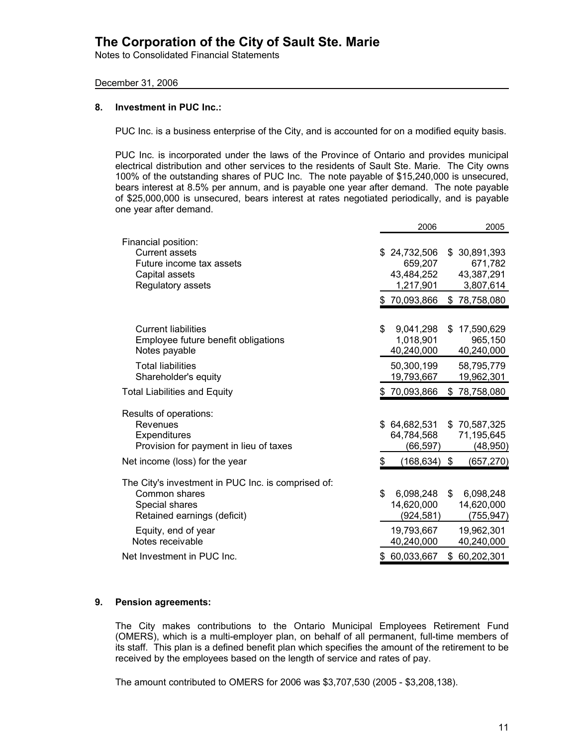# The Corporation of the City of Sault Ste. Marie

Notes to Consolidated Financial Statements

December 31, 2006

## 8. Investment in PUC Inc.:

PUC Inc. is a business enterprise of the City, and is accounted for on a modified equity basis.

PUC Inc. is incorporated under the laws of the Province of Ontario and provides municipal electrical distribution and other services to the residents of Sault Ste. Marie. The City owns 100% of the outstanding shares of PUC Inc. The note payable of $15,240,000 is unsecured, bears interest at 8.5% per annum, and is payable one year after demand. The note payable of $25,000,000 is unsecured, bears interest at rates negotiated periodically, and is payable one year after demand.

| | 2006 | 2005 |
|---|---|---|
| Financial position: | | |
| Current assets | $ 24,732,506 | $ 30,891,393 |
| Future income tax assets | 659,207 | 671,782 |
| Capital assets | 43,484,252 | 43,387,291 |
| Regulatory assets | 1,217,901 | 3,807,614 |
| | $ 70,093,866 | $ 78,758,080 |
| Current liabilities | $ 9,041,298 | $ 17,590,629 |
| Employee future benefit obligations | 1,018,901 | 965,150 |
| Notes payable | 40,240,000 | 40,240,000 |
| Total liabilities | 50,300,199 | 58,795,779 |
| Shareholder's equity | 19,793,667 | 19,962,301 |
| Total Liabilities and Equity | $ 70,093,866 | $ 78,758,080 |
| Results of operations: | | |
| Revenues | $ 64,682,531 | $ 70,587,325 |
| Expenditures | 64,784,568 | 71,195,645 |
| Provision for payment in lieu of taxes | (66,597) | (48,950) |
| Net income (loss) for the year | $ (168,634) | $ (657,270) |
| The City's investment in PUC Inc. is comprised of: | | |
| Common shares | $ 6,098,248 | $ 6,098,248 |
| Special shares | 14,620,000 | 14,620,000 |
| Retained earnings (deficit) | (924,581) | (755,947) |
| Equity, end of year | 19,793,667 | 19,962,301 |
| Notes receivable | 40,240,000 | 40,240,000 |
| Net Investment in PUC Inc. | $ 60,033,667 | $ 60,202,301 |

## 9. Pension agreements:

The City makes contributions to the Ontario Municipal Employees Retirement Fund (OMERS), which is a multi-employer plan, on behalf of all permanent, full-time members of its staff. This plan is a defined benefit plan which specifies the amount of the retirement to be received by the employees based on the length of service and rates of pay.

The amount contributed to OMERS for 2006 was $3,707,530 (2005 - $3,208,138).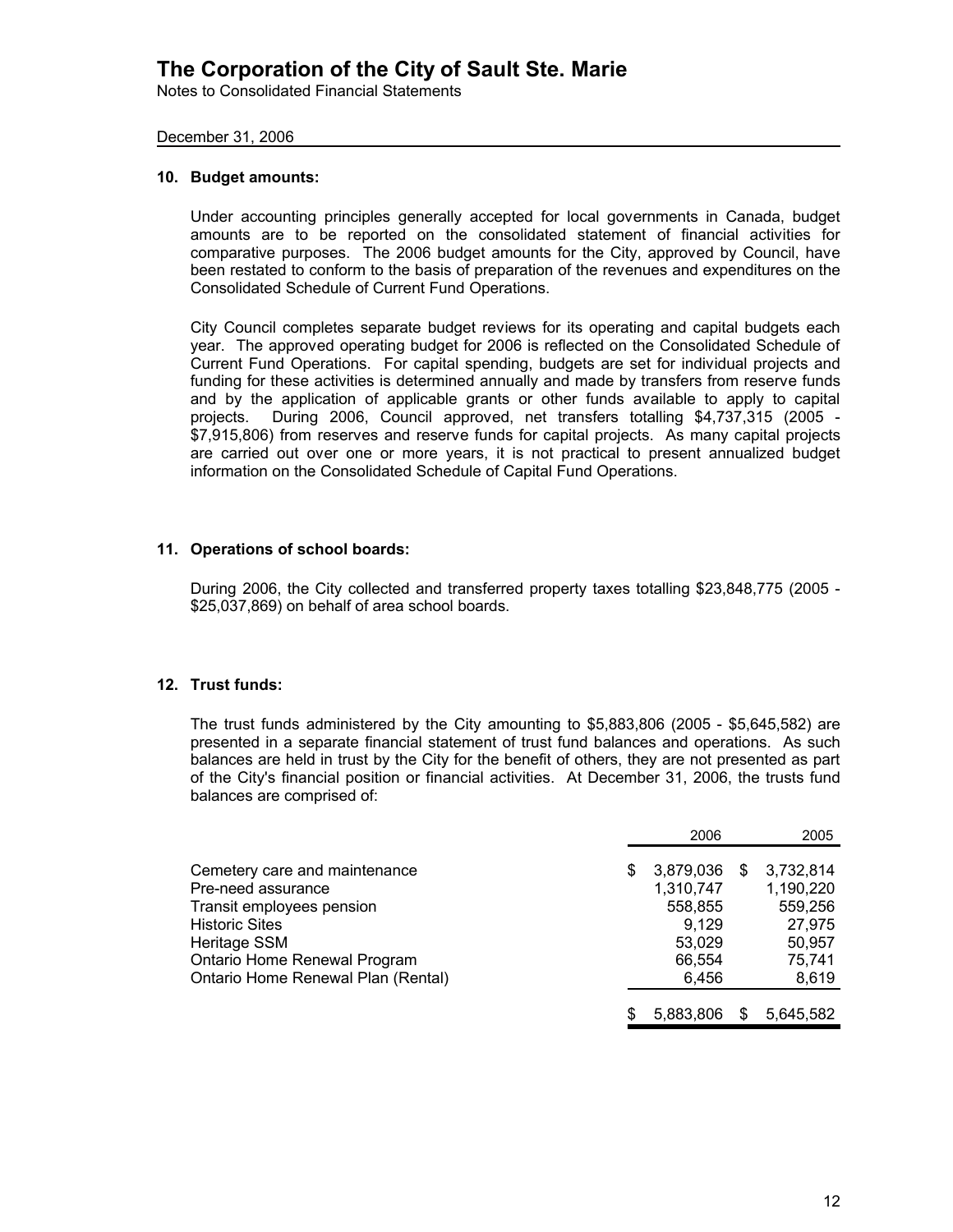The Corporation of the City of Sault Ste. Marie

Notes to Consolidated Financial Statements

December 31, 2006

**10. Budget amounts:**

Under accounting principles generally accepted for local governments in Canada, budget amounts are to be reported on the consolidated statement of financial activities for comparative purposes. The 2006 budget amounts for the City, approved by Council, have been restated to conform to the basis of preparation of the revenues and expenditures on the Consolidated Schedule of Current Fund Operations.

City Council completes separate budget reviews for its operating and capital budgets each year. The approved operating budget for 2006 is reflected on the Consolidated Schedule of Current Fund Operations. For capital spending, budgets are set for individual projects and funding for these activities is determined annually and made by transfers from reserve funds and by the application of applicable grants or other funds available to apply to capital projects. During 2006, Council approved, net transfers totalling $4,737,315 (2005 - $7,915,806) from reserves and reserve funds for capital projects. As many capital projects are carried out over one or more years, it is not practical to present annualized budget information on the Consolidated Schedule of Capital Fund Operations.

**11. Operations of school boards:**

During 2006, the City collected and transferred property taxes totalling $23,848,775 (2005 - $25,037,869) on behalf of area school boards.

**12. Trust funds:**

The trust funds administered by the City amounting to $5,883,806 (2005 - $5,645,582) are presented in a separate financial statement of trust fund balances and operations. As such balances are held in trust by the City for the benefit of others, they are not presented as part of the City's financial position or financial activities. At December 31, 2006, the trusts fund balances are comprised of:

| | 2006 | 2005 |
|---|---|---|
| Cemetery care and maintenance | $ 3,879,036 | $ 3,732,814 |
| Pre-need assurance | 1,310,747 | 1,190,220 |
| Transit employees pension | 558,855 | 559,256 |
| Historic Sites | 9,129 | 27,975 |
| Heritage SSM | 53,029 | 50,957 |
| Ontario Home Renewal Program | 66,554 | 75,741 |
| Ontario Home Renewal Plan (Rental) | 6,456 | 8,619 |
| | $ 5,883,806 | $ 5,645,582 |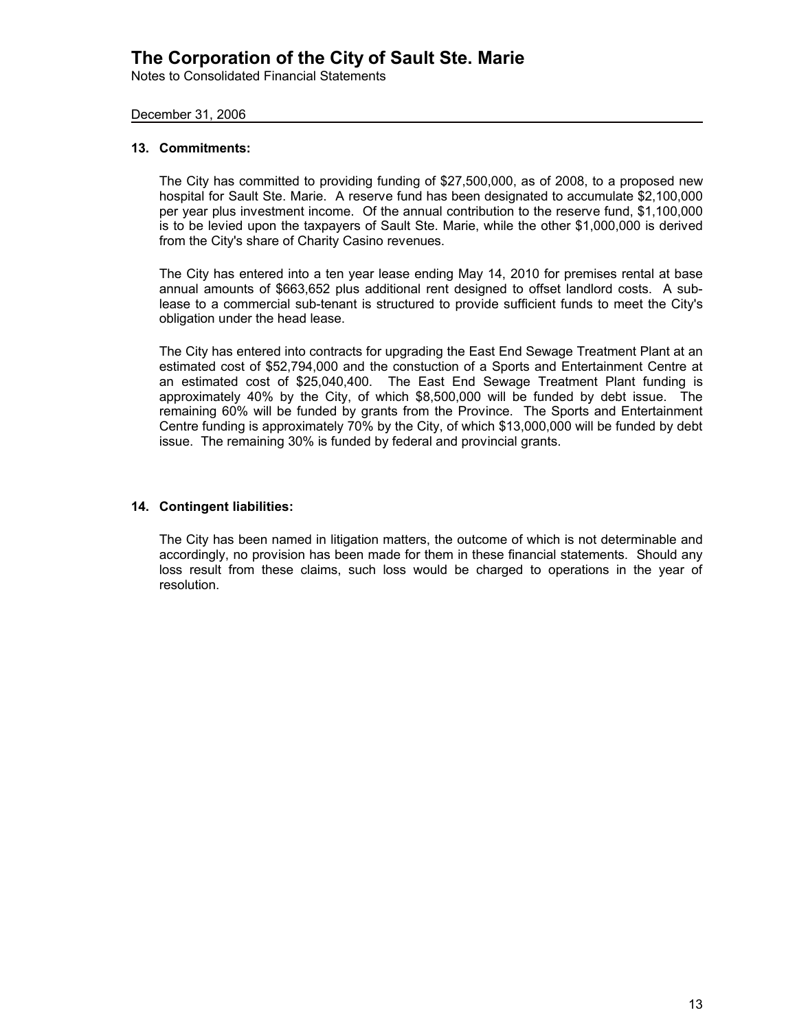# The Corporation of the City of Sault Ste. Marie

Notes to Consolidated Financial Statements

December 31, 2006

## 13. Commitments:

The City has committed to providing funding of $27,500,000, as of 2008, to a proposed new hospital for Sault Ste. Marie. A reserve fund has been designated to accumulate $2,100,000 per year plus investment income. Of the annual contribution to the reserve fund, $1,100,000 is to be levied upon the taxpayers of Sault Ste. Marie, while the other $1,000,000 is derived from the City's share of Charity Casino revenues.

The City has entered into a ten year lease ending May 14, 2010 for premises rental at base annual amounts of $663,652 plus additional rent designed to offset landlord costs. A sub-lease to a commercial sub-tenant is structured to provide sufficient funds to meet the City's obligation under the head lease.

The City has entered into contracts for upgrading the East End Sewage Treatment Plant at an estimated cost of $52,794,000 and the constuction of a Sports and Entertainment Centre at an estimated cost of $25,040,400. The East End Sewage Treatment Plant funding is approximately 40% by the City, of which $8,500,000 will be funded by debt issue. The remaining 60% will be funded by grants from the Province. The Sports and Entertainment Centre funding is approximately 70% by the City, of which $13,000,000 will be funded by debt issue. The remaining 30% is funded by federal and provincial grants.

## 14. Contingent liabilities:

The City has been named in litigation matters, the outcome of which is not determinable and accordingly, no provision has been made for them in these financial statements. Should any loss result from these claims, such loss would be charged to operations in the year of resolution.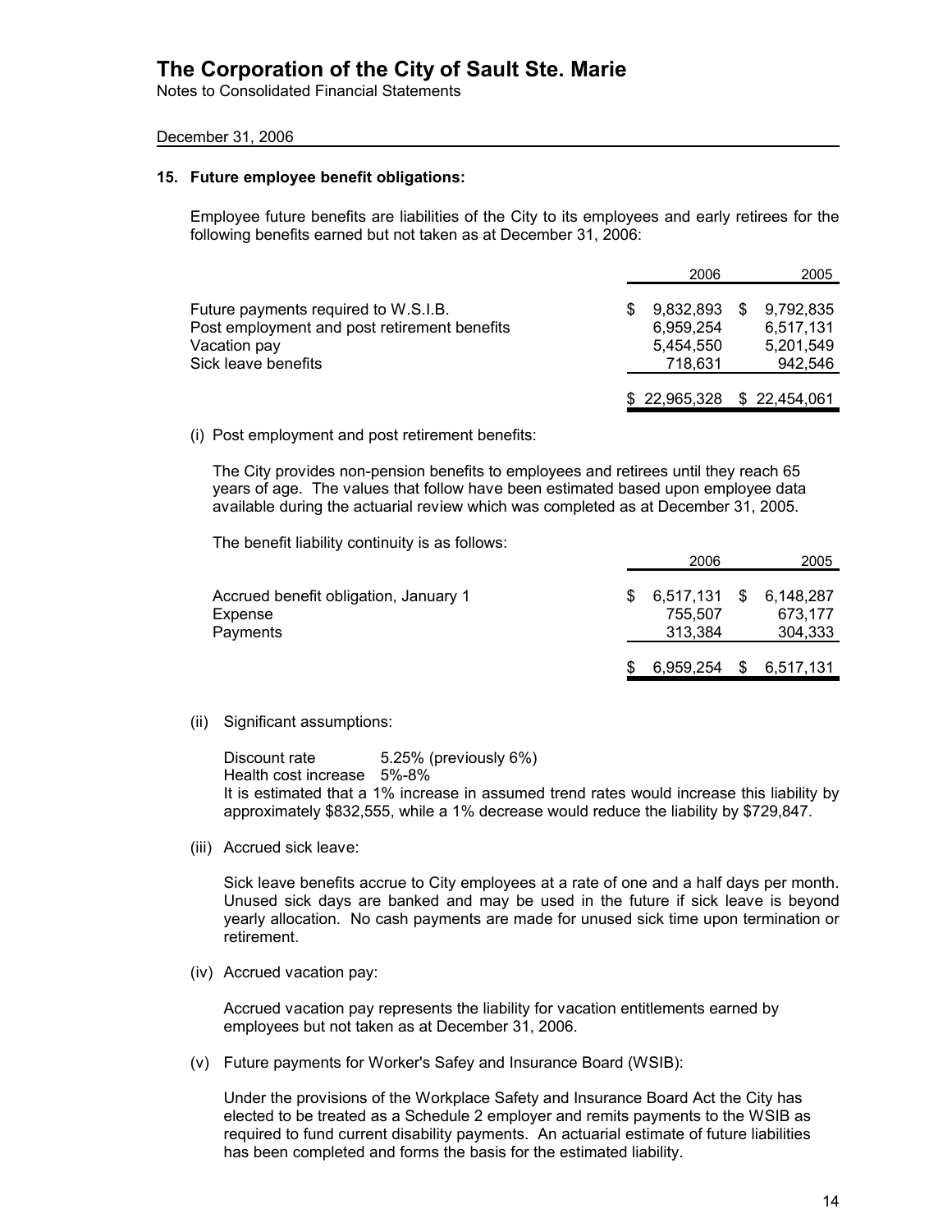# The Corporation of the City of Sault Ste. Marie

Notes to Consolidated Financial Statements

December 31, 2006

## 15. Future employee benefit obligations:

Employee future benefits are liabilities of the City to its employees and early retirees for the following benefits earned but not taken as at December 31, 2006:

| | 2006 | 2005 |
|---|---|---|
| Future payments required to W.S.I.B. | $ 9,832,893 | $ 9,792,835 |
| Post employment and post retirement benefits | 6,959,254 | 6,517,131 |
| Vacation pay | 5,454,550 | 5,201,549 |
| Sick leave benefits | 718,631 | 942,546 |
| | $ 22,965,328 | $ 22,454,061 |

(i) Post employment and post retirement benefits:

The City provides non-pension benefits to employees and retirees until they reach 65 years of age. The values that follow have been estimated based upon employee data available during the actuarial review which was completed as at December 31, 2005.

The benefit liability continuity is as follows:

| | 2006 | 2005 |
|---|---|---|
| Accrued benefit obligation, January 1 | $ 6,517,131 | $ 6,148,287 |
| Expense | 755,507 | 673,177 |
| Payments | 313,384 | 304,333 |
| | $ 6,959,254 | $ 6,517,131 |

(ii) Significant assumptions:

Discount rate 5.25% (previously 6%)
Health cost increase 5%-8%
It is estimated that a 1% increase in assumed trend rates would increase this liability by approximately $832,555, while a 1% decrease would reduce the liability by $729,847.

(iii) Accrued sick leave:

Sick leave benefits accrue to City employees at a rate of one and a half days per month. Unused sick days are banked and may be used in the future if sick leave is beyond yearly allocation. No cash payments are made for unused sick time upon termination or retirement.

(iv) Accrued vacation pay:

Accrued vacation pay represents the liability for vacation entitlements earned by employees but not taken as at December 31, 2006.

(v) Future payments for Worker's Safey and Insurance Board (WSIB):

Under the provisions of the Workplace Safety and Insurance Board Act the City has elected to be treated as a Schedule 2 employer and remits payments to the WSIB as required to fund current disability payments. An actuarial estimate of future liabilities has been completed and forms the basis for the estimated liability.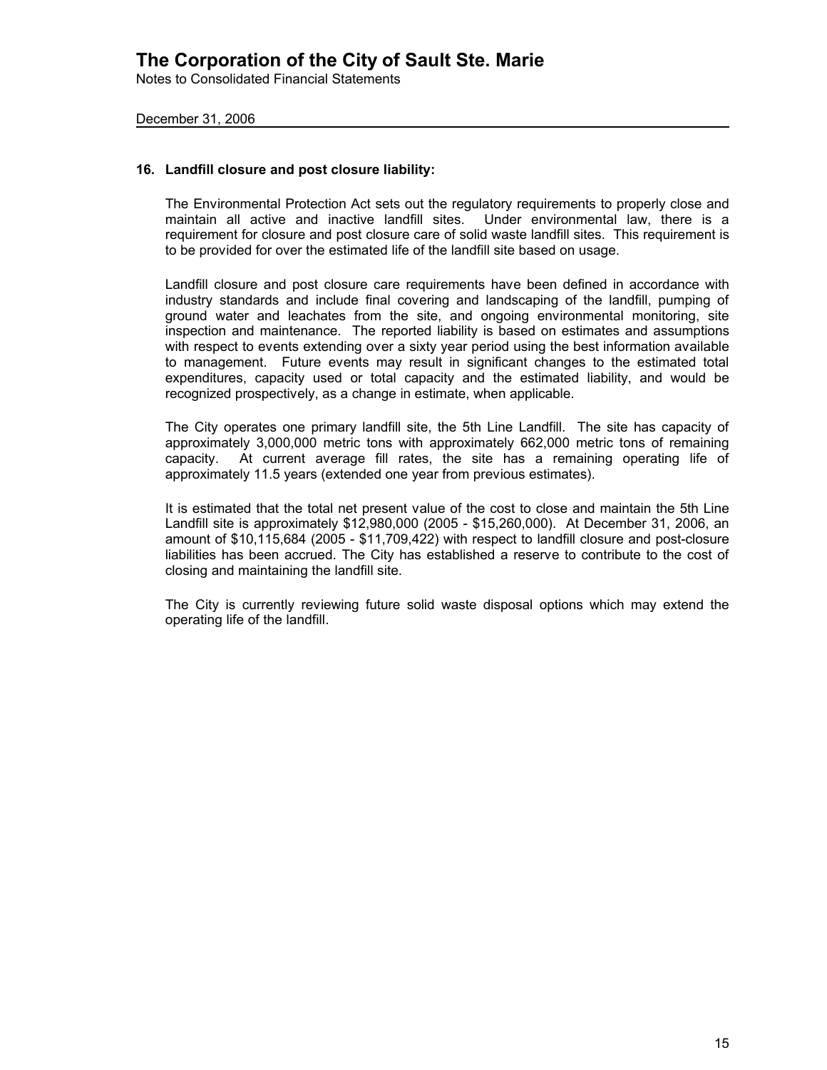## 16. Landfill closure and post closure liability:

The Environmental Protection Act sets out the regulatory requirements to properly close and maintain all active and inactive landfill sites. Under environmental law, there is a requirement for closure and post closure care of solid waste landfill sites. This requirement is to be provided for over the estimated life of the landfill site based on usage.

Landfill closure and post closure care requirements have been defined in accordance with industry standards and include final covering and landscaping of the landfill, pumping of ground water and leachates from the site, and ongoing environmental monitoring, site inspection and maintenance. The reported liability is based on estimates and assumptions with respect to events extending over a sixty year period using the best information available to management. Future events may result in significant changes to the estimated total expenditures, capacity used or total capacity and the estimated liability, and would be recognized prospectively, as a change in estimate, when applicable.

The City operates one primary landfill site, the 5th Line Landfill. The site has capacity of approximately 3,000,000 metric tons with approximately 662,000 metric tons of remaining capacity. At current average fill rates, the site has a remaining operating life of approximately 11.5 years (extended one year from previous estimates).

It is estimated that the total net present value of the cost to close and maintain the 5th Line Landfill site is approximately $12,980,000 (2005 - $15,260,000). At December 31, 2006, an amount of $10,115,684 (2005 - $11,709,422) with respect to landfill closure and post-closure liabilities has been accrued. The City has established a reserve to contribute to the cost of closing and maintaining the landfill site.

The City is currently reviewing future solid waste disposal options which may extend the operating life of the landfill.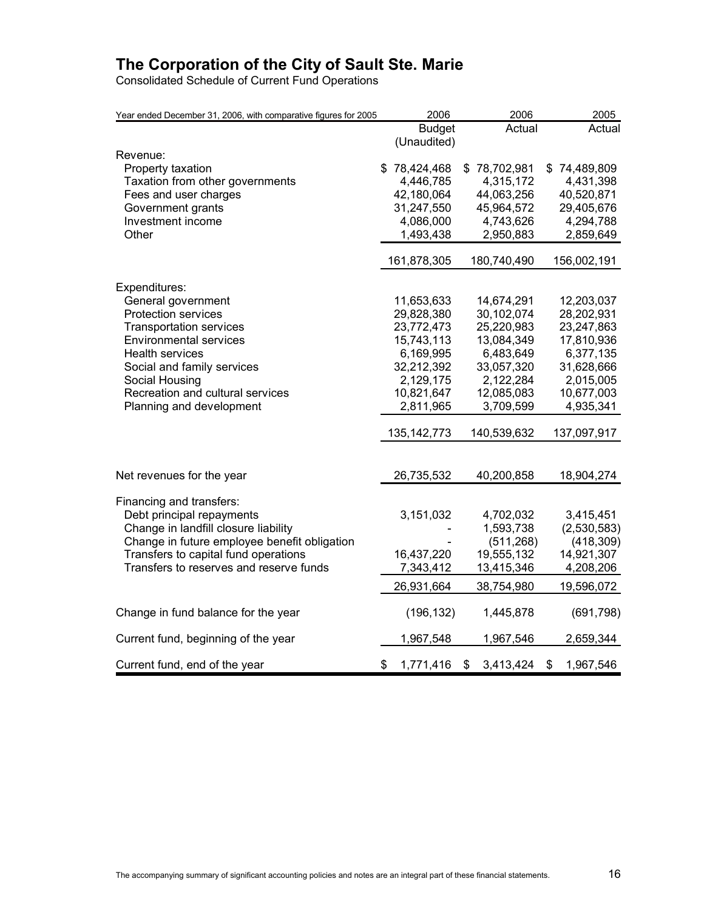# The Corporation of the City of Sault Ste. Marie

Consolidated Schedule of Current Fund Operations

| Year ended December 31, 2006, with comparative figures for 2005 | 2006 Budget (Unaudited) | 2006 Actual | 2005 Actual |
|---|---|---|---|
| Revenue: | | | |
| Property taxation | $ 78,424,468 | $ 78,702,981 | $ 74,489,809 |
| Taxation from other governments | 4,446,785 | 4,315,172 | 4,431,398 |
| Fees and user charges | 42,180,064 | 44,063,256 | 40,520,871 |
| Government grants | 31,247,550 | 45,964,572 | 29,405,676 |
| Investment income | 4,086,000 | 4,743,626 | 4,294,788 |
| Other | 1,493,438 | 2,950,883 | 2,859,649 |
| | 161,878,305 | 180,740,490 | 156,002,191 |
| Expenditures: | | | |
| General government | 11,653,633 | 14,674,291 | 12,203,037 |
| Protection services | 29,828,380 | 30,102,074 | 28,202,931 |
| Transportation services | 23,772,473 | 25,220,983 | 23,247,863 |
| Environmental services | 15,743,113 | 13,084,349 | 17,810,936 |
| Health services | 6,169,995 | 6,483,649 | 6,377,135 |
| Social and family services | 32,212,392 | 33,057,320 | 31,628,666 |
| Social Housing | 2,129,175 | 2,122,284 | 2,015,005 |
| Recreation and cultural services | 10,821,647 | 12,085,083 | 10,677,003 |
| Planning and development | 2,811,965 | 3,709,599 | 4,935,341 |
| | 135,142,773 | 140,539,632 | 137,097,917 |
| Net revenues for the year | 26,735,532 | 40,200,858 | 18,904,274 |
| Financing and transfers: | | | |
| Debt principal repayments | 3,151,032 | 4,702,032 | 3,415,451 |
| Change in landfill closure liability | - | 1,593,738 | (2,530,583) |
| Change in future employee benefit obligation | - | (511,268) | (418,309) |
| Transfers to capital fund operations | 16,437,220 | 19,555,132 | 14,921,307 |
| Transfers to reserves and reserve funds | 7,343,412 | 13,415,346 | 4,208,206 |
| | 26,931,664 | 38,754,980 | 19,596,072 |
| Change in fund balance for the year | (196,132) | 1,445,878 | (691,798) |
| Current fund, beginning of the year | 1,967,548 | 1,967,546 | 2,659,344 |
| Current fund, end of the year | $ 1,771,416 | $ 3,413,424 | $ 1,967,546 |

The accompanying summary of significant accounting policies and notes are an integral part of these financial statements.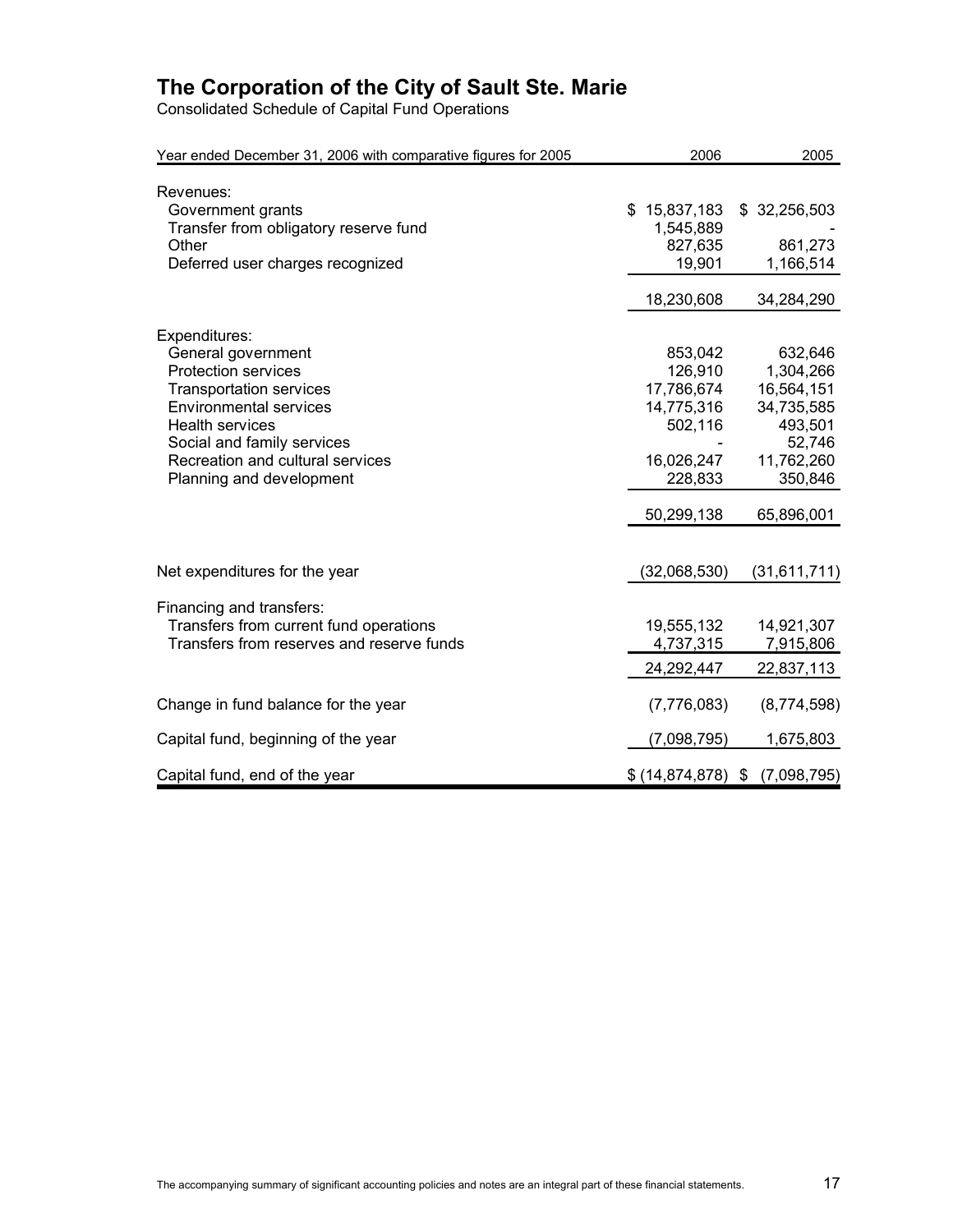# The Corporation of the City of Sault Ste. Marie

Consolidated Schedule of Capital Fund Operations

| Year ended December 31, 2006 with comparative figures for 2005 | 2006 | 2005 |
|---|---|---|
| Revenues: | | |
| Government grants | $ 15,837,183 | $ 32,256,503 |
| Transfer from obligatory reserve fund | 1,545,889 | - |
| Other | 827,635 | 861,273 |
| Deferred user charges recognized | 19,901 | 1,166,514 |
| | 18,230,608 | 34,284,290 |
| Expenditures: | | |
| General government | 853,042 | 632,646 |
| Protection services | 126,910 | 1,304,266 |
| Transportation services | 17,786,674 | 16,564,151 |
| Environmental services | 14,775,316 | 34,735,585 |
| Health services | 502,116 | 493,501 |
| Social and family services | - | 52,746 |
| Recreation and cultural services | 16,026,247 | 11,762,260 |
| Planning and development | 228,833 | 350,846 |
| | 50,299,138 | 65,896,001 |
| Net expenditures for the year | (32,068,530) | (31,611,711) |
| Financing and transfers: | | |
| Transfers from current fund operations | 19,555,132 | 14,921,307 |
| Transfers from reserves and reserve funds | 4,737,315 | 7,915,806 |
| | 24,292,447 | 22,837,113 |
| Change in fund balance for the year | (7,776,083) | (8,774,598) |
| Capital fund, beginning of the year | (7,098,795) | 1,675,803 |
| Capital fund, end of the year | $ (14,874,878) | $ (7,098,795) |

The accompanying summary of significant accounting policies and notes are an integral part of these financial statements.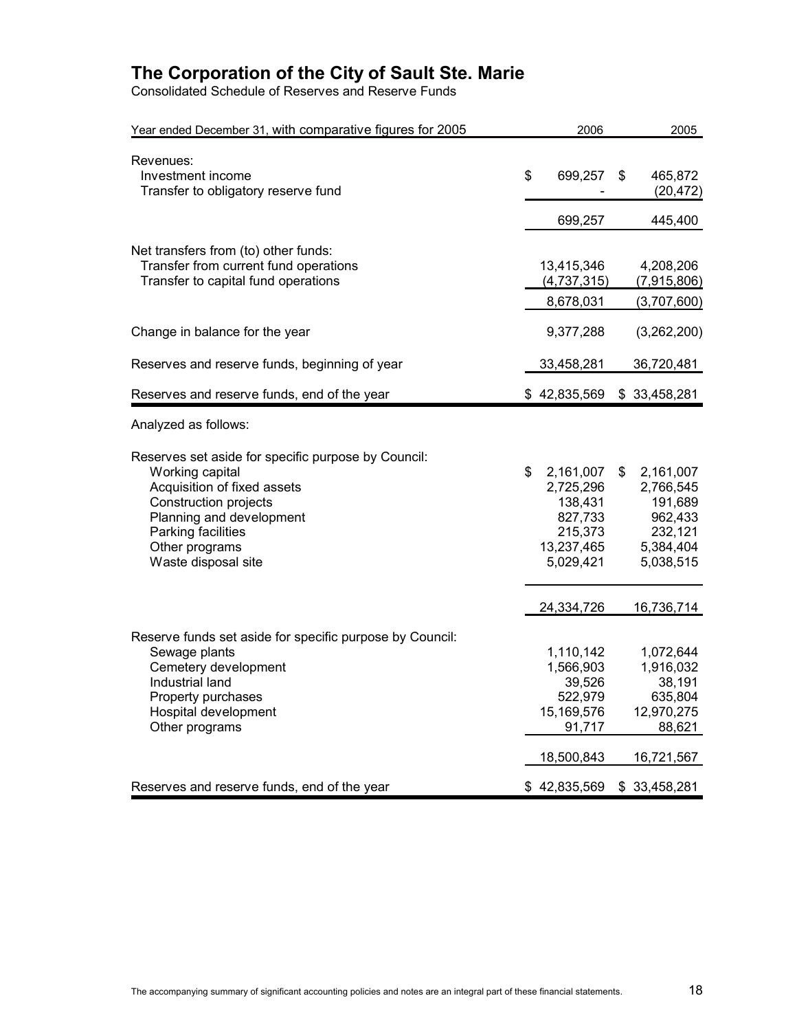# The Corporation of the City of Sault Ste. Marie

Consolidated Schedule of Reserves and Reserve Funds

| Year ended December 31, with comparative figures for 2005 | 2006 | 2005 |
|---|---|---|
| Revenues: | | |
| Investment income | $ 699,257 | $ 465,872 |
| Transfer to obligatory reserve fund | - | (20,472) |
| | 699,257 | 445,400 |
| Net transfers from (to) other funds: | | |
| Transfer from current fund operations | 13,415,346 | 4,208,206 |
| Transfer to capital fund operations | (4,737,315) | (7,915,806) |
| | 8,678,031 | (3,707,600) |
| Change in balance for the year | 9,377,288 | (3,262,200) |
| Reserves and reserve funds, beginning of year | 33,458,281 | 36,720,481 |
| Reserves and reserve funds, end of the year | $ 42,835,569 | $ 33,458,281 |
| Analyzed as follows: | | |
| Reserves set aside for specific purpose by Council: | | |
| Working capital | $ 2,161,007 | $ 2,161,007 |
| Acquisition of fixed assets | 2,725,296 | 2,766,545 |
| Construction projects | 138,431 | 191,689 |
| Planning and development | 827,733 | 962,433 |
| Parking facilities | 215,373 | 232,121 |
| Other programs | 13,237,465 | 5,384,404 |
| Waste disposal site | 5,029,421 | 5,038,515 |
| | 24,334,726 | 16,736,714 |
| Reserve funds set aside for specific purpose by Council: | | |
| Sewage plants | 1,110,142 | 1,072,644 |
| Cemetery development | 1,566,903 | 1,916,032 |
| Industrial land | 39,526 | 38,191 |
| Property purchases | 522,979 | 635,804 |
| Hospital development | 15,169,576 | 12,970,275 |
| Other programs | 91,717 | 88,621 |
| | 18,500,843 | 16,721,567 |
| Reserves and reserve funds, end of the year | $ 42,835,569 | $ 33,458,281 |

The accompanying summary of significant accounting policies and notes are an integral part of these financial statements.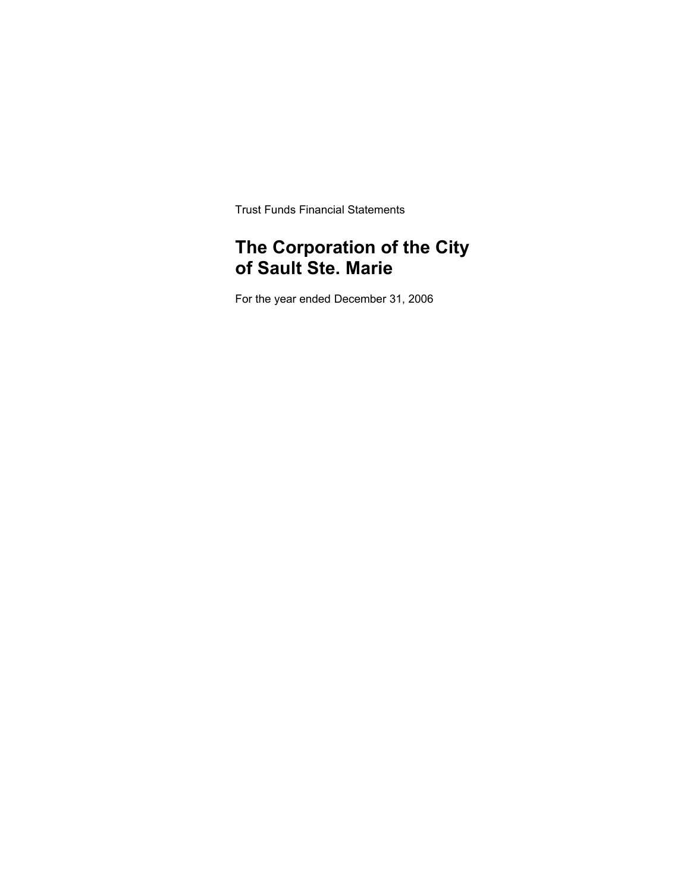Trust Funds Financial Statements

# The Corporation of the City of Sault Ste. Marie

For the year ended December 31, 2006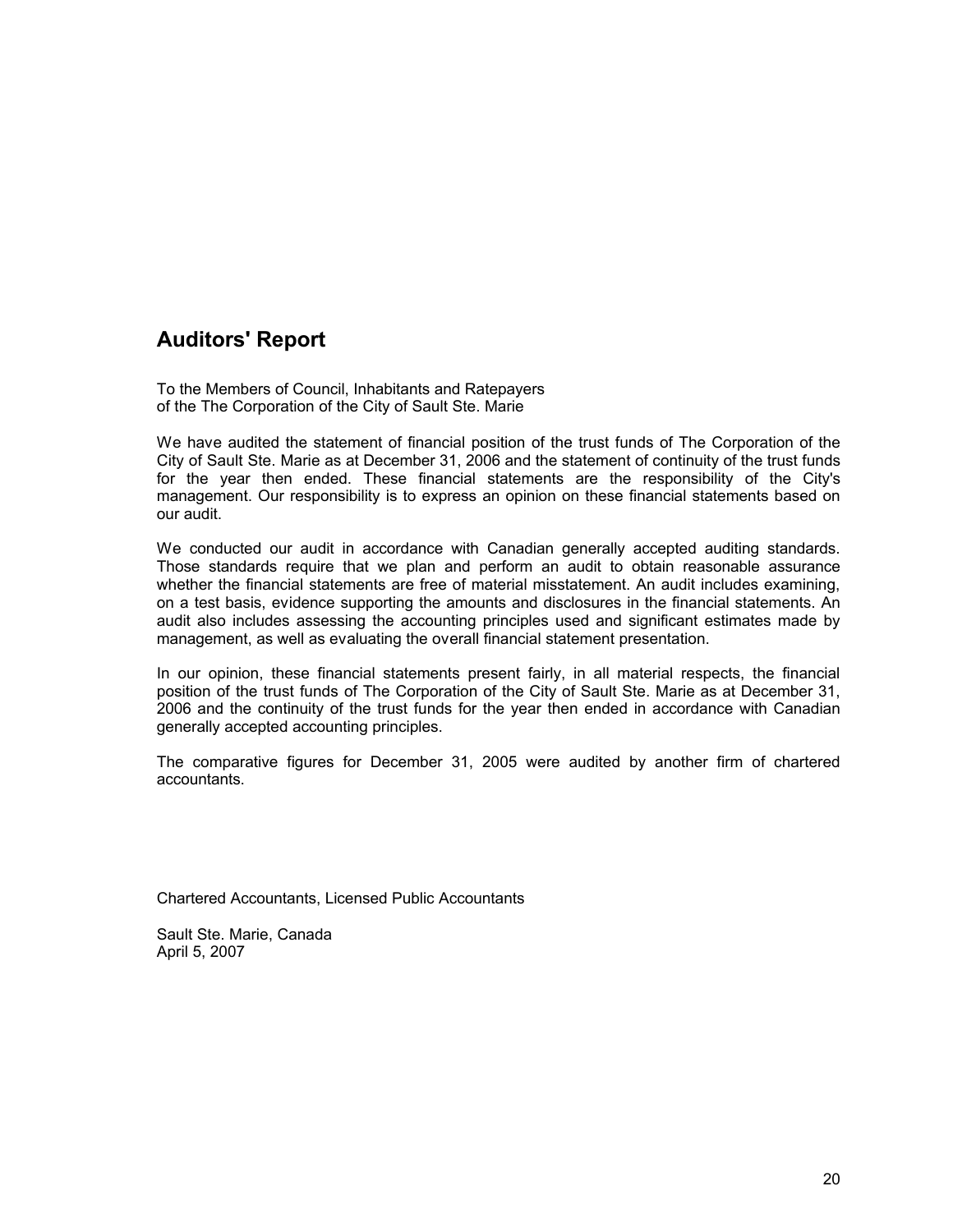## Auditors' Report

To the Members of Council, Inhabitants and Ratepayers
of the The Corporation of the City of Sault Ste. Marie

We have audited the statement of financial position of the trust funds of The Corporation of the City of Sault Ste. Marie as at December 31, 2006 and the statement of continuity of the trust funds for the year then ended. These financial statements are the responsibility of the City's management. Our responsibility is to express an opinion on these financial statements based on our audit.

We conducted our audit in accordance with Canadian generally accepted auditing standards. Those standards require that we plan and perform an audit to obtain reasonable assurance whether the financial statements are free of material misstatement. An audit includes examining, on a test basis, evidence supporting the amounts and disclosures in the financial statements. An audit also includes assessing the accounting principles used and significant estimates made by management, as well as evaluating the overall financial statement presentation.

In our opinion, these financial statements present fairly, in all material respects, the financial position of the trust funds of The Corporation of the City of Sault Ste. Marie as at December 31, 2006 and the continuity of the trust funds for the year then ended in accordance with Canadian generally accepted accounting principles.

The comparative figures for December 31, 2005 were audited by another firm of chartered accountants.

Chartered Accountants, Licensed Public Accountants

Sault Ste. Marie, Canada
April 5, 2007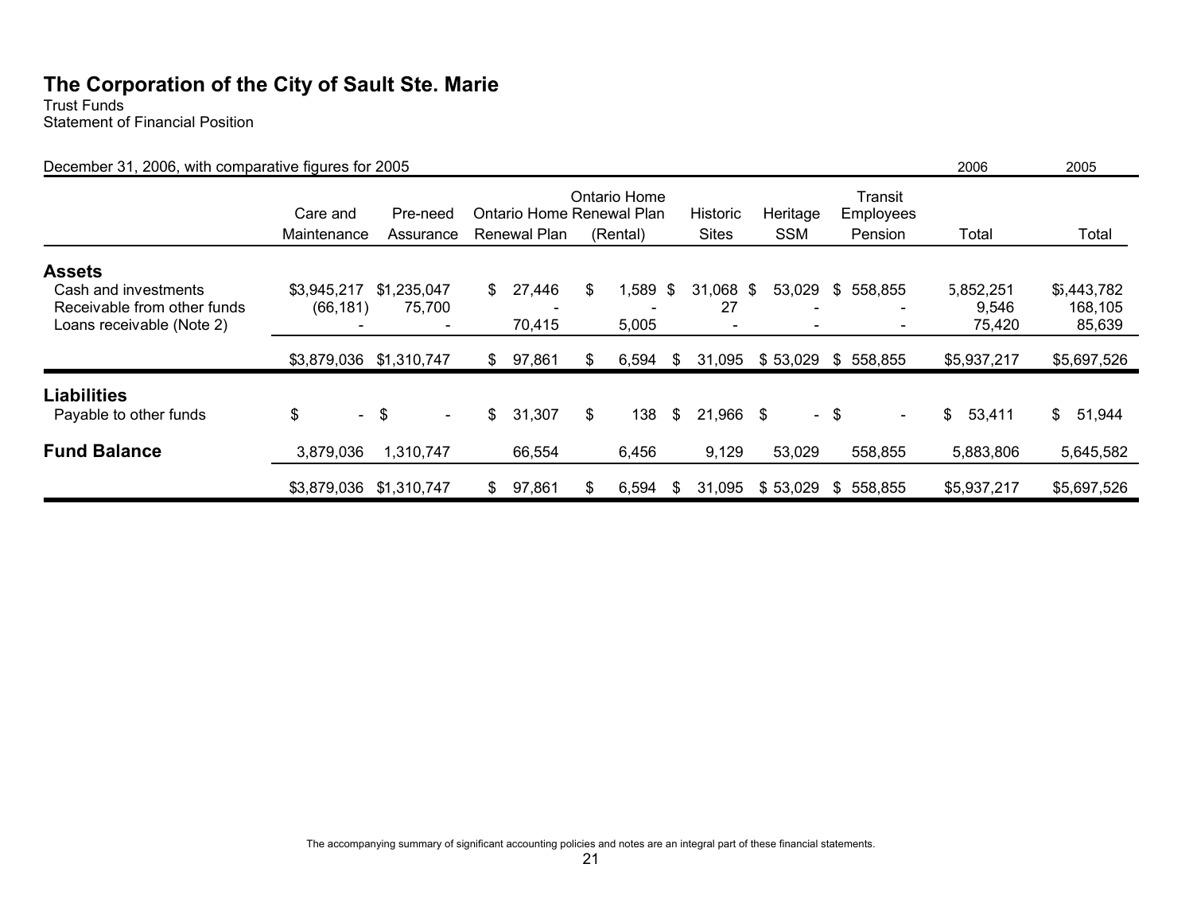# The Corporation of the City of Sault Ste. Marie

Trust Funds
Statement of Financial Position

December 31, 2006, with comparative figures for 2005

| | Care and Maintenance | Pre-need Assurance | Ontario Home Renewal Plan | Ontario Home Renewal Plan (Rental) | Historic Sites | Heritage SSM | Transit Employees Pension | 2006 Total | 2005 Total |
|---|---|---|---|---|---|---|---|---|---|
| **Assets** | | | | | | | | | |
| Cash and investments | $3,945,217 | $1,235,047 | $ 27,446 | $ 1,589 | $ 31,068 | $ 53,029 | $ 558,855 | 5,852,251 | $5,443,782 |
| Receivable from other funds | (66,181) | 75,700 | - | - | 27 | - | - | 9,546 | 168,105 |
| Loans receivable (Note 2) | - | - | 70,415 | 5,005 | - | - | - | 75,420 | 85,639 |
| | $3,879,036 | $1,310,747 | $ 97,861 | $ 6,594 | $ 31,095 | $ 53,029 | $ 558,855 | $5,937,217 | $5,697,526 |
| **Liabilities** | | | | | | | | | |
| Payable to other funds | $ - | $ - | $ 31,307 | $ 138 | $ 21,966 | $ - | $ - | $ 53,411 | $ 51,944 |
| **Fund Balance** | 3,879,036 | 1,310,747 | 66,554 | 6,456 | 9,129 | 53,029 | 558,855 | 5,883,806 | 5,645,582 |
| | $3,879,036 | $1,310,747 | $ 97,861 | $ 6,594 | $ 31,095 | $ 53,029 | $ 558,855 | $5,937,217 | $5,697,526 |

The accompanying summary of significant accounting policies and notes are an integral part of these financial statements.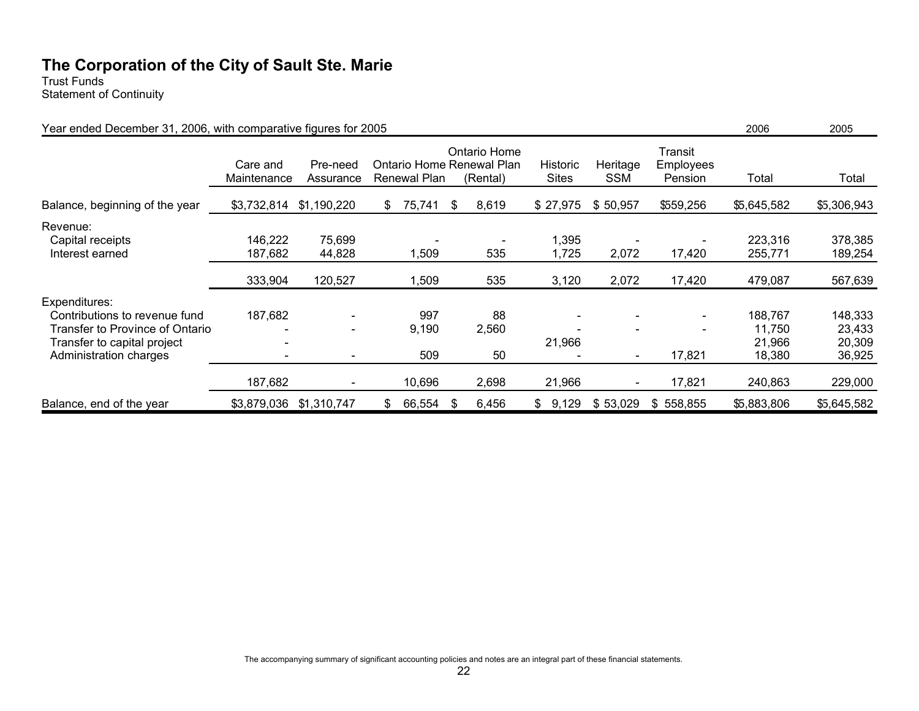# The Corporation of the City of Sault Ste. Marie

Trust Funds
Statement of Continuity

Year ended December 31, 2006, with comparative figures for 2005

| | Care and Maintenance | Pre-need Assurance | Ontario Home Renewal Plan | Ontario Home Renewal Plan (Rental) | Historic Sites | Heritage SSM | Transit Employees Pension | 2006 Total | 2005 Total |
|---|---|---|---|---|---|---|---|---|---|
| Balance, beginning of the year | $3,732,814 | $1,190,220 | $ 75,741 | $ 8,619 | $ 27,975 | $ 50,957 | $559,256 | $5,645,582 | $5,306,943 |
| Revenue: | | | | | | | | | |
| Capital receipts | 146,222 | 75,699 | - | - | 1,395 | - | - | 223,316 | 378,385 |
| Interest earned | 187,682 | 44,828 | 1,509 | 535 | 1,725 | 2,072 | 17,420 | 255,771 | 189,254 |
| | 333,904 | 120,527 | 1,509 | 535 | 3,120 | 2,072 | 17,420 | 479,087 | 567,639 |
| Expenditures: | | | | | | | | | |
| Contributions to revenue fund | 187,682 | - | 997 | 88 | - | - | - | 188,767 | 148,333 |
| Transfer to Province of Ontario | - | - | 9,190 | 2,560 | - | - | - | 11,750 | 23,433 |
| Transfer to capital project | - | | | | 21,966 | | | 21,966 | 20,309 |
| Administration charges | - | - | 509 | 50 | - | - | 17,821 | 18,380 | 36,925 |
| | 187,682 | - | 10,696 | 2,698 | 21,966 | - | 17,821 | 240,863 | 229,000 |
| Balance, end of the year | $3,879,036 | $1,310,747 | $ 66,554 | $ 6,456 | $ 9,129 | $ 53,029 | $ 558,855 | $5,883,806 | $5,645,582 |

The accompanying summary of significant accounting policies and notes are an integral part of these financial statements.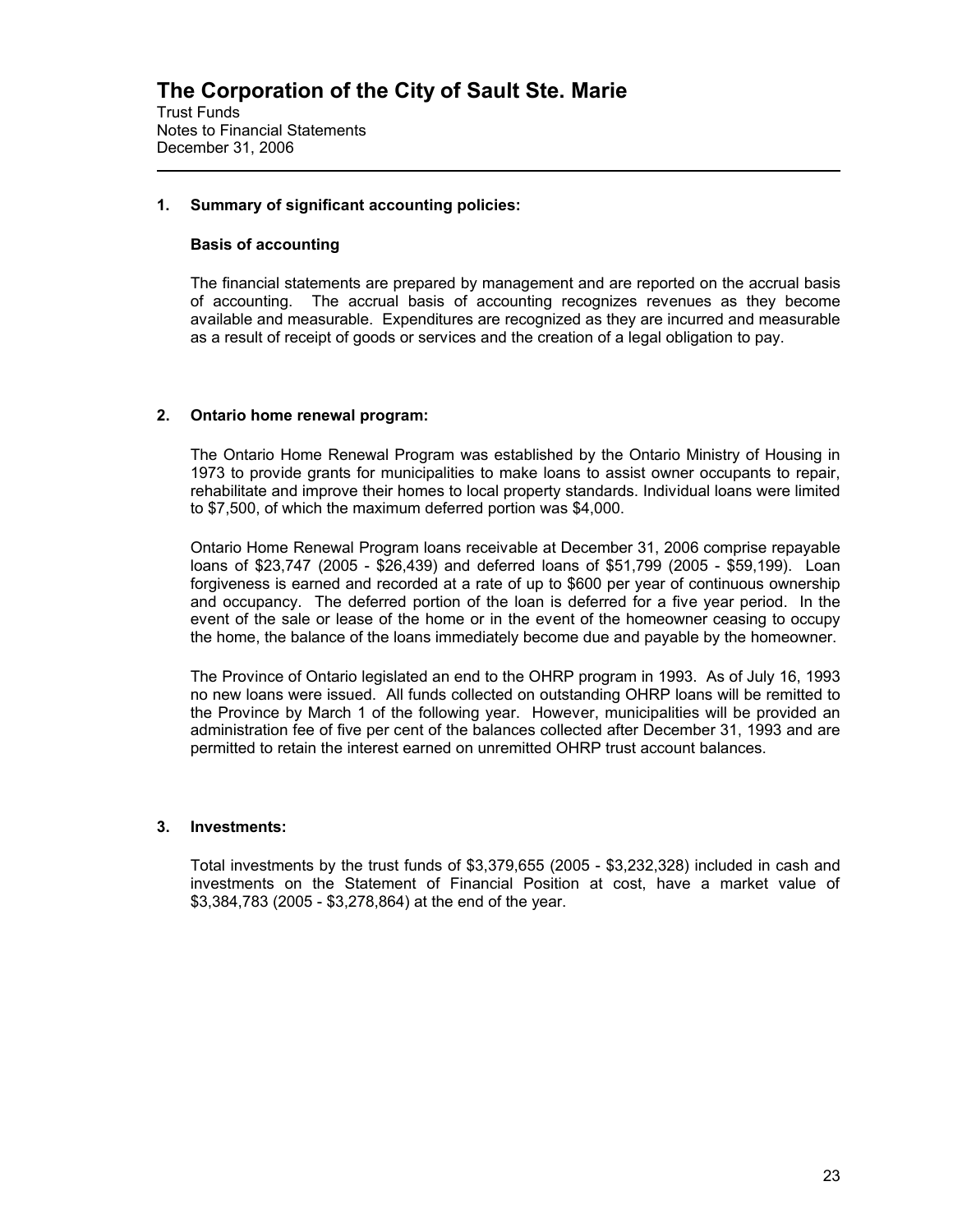# The Corporation of the City of Sault Ste. Marie

Trust Funds
Notes to Financial Statements
December 31, 2006

## 1. Summary of significant accounting policies:

### Basis of accounting

The financial statements are prepared by management and are reported on the accrual basis of accounting. The accrual basis of accounting recognizes revenues as they become available and measurable. Expenditures are recognized as they are incurred and measurable as a result of receipt of goods or services and the creation of a legal obligation to pay.

## 2. Ontario home renewal program:

The Ontario Home Renewal Program was established by the Ontario Ministry of Housing in 1973 to provide grants for municipalities to make loans to assist owner occupants to repair, rehabilitate and improve their homes to local property standards. Individual loans were limited to $7,500, of which the maximum deferred portion was $4,000.

Ontario Home Renewal Program loans receivable at December 31, 2006 comprise repayable loans of $23,747 (2005 - $26,439) and deferred loans of $51,799 (2005 - $59,199). Loan forgiveness is earned and recorded at a rate of up to $600 per year of continuous ownership and occupancy. The deferred portion of the loan is deferred for a five year period. In the event of the sale or lease of the home or in the event of the homeowner ceasing to occupy the home, the balance of the loans immediately become due and payable by the homeowner.

The Province of Ontario legislated an end to the OHRP program in 1993. As of July 16, 1993 no new loans were issued. All funds collected on outstanding OHRP loans will be remitted to the Province by March 1 of the following year. However, municipalities will be provided an administration fee of five per cent of the balances collected after December 31, 1993 and are permitted to retain the interest earned on unremitted OHRP trust account balances.

## 3. Investments:

Total investments by the trust funds of $3,379,655 (2005 - $3,232,328) included in cash and investments on the Statement of Financial Position at cost, have a market value of $3,384,783 (2005 - $3,278,864) at the end of the year.